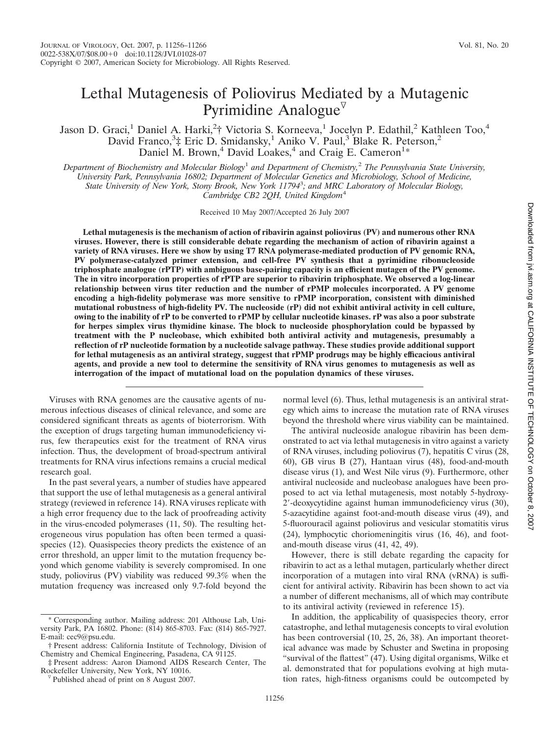# Lethal Mutagenesis of Poliovirus Mediated by a Mutagenic Pyrimidine Analogue▽

Jason D. Graci,[1] Daniel A. Harki,[2]† Victoria S. Korneeva,[1] Jocelyn P. Edathil,[2] Kathleen Too,[4] David Franco,[3]‡ Eric D. Smidansky,[1] Aniko V. Paul,[3] Blake R. Peterson,[2] Daniel M. Brown,[4] David Loakes,[4] and Craig E. Cameron[1]*

*Department of Biochemistry and Molecular Biology[1] and Department of Chemistry,[2] The Pennsylvania State University, University Park, Pennsylvania 16802; Department of Molecular Genetics and Microbiology, School of Medicine, State University of New York, Stony Brook, New York 11794[3]; and MRC Laboratory of Molecular Biology, Cambridge CB2 2QH, United Kingdom[4]*

Received 10 May 2007/Accepted 26 July 2007

**Lethal mutagenesis is the mechanism of action of ribavirin against poliovirus (PV) and numerous other RNA viruses. However, there is still considerable debate regarding the mechanism of action of ribavirin against a variety of RNA viruses. Here we show by using T7 RNA polymerase-mediated production of PV genomic RNA, PV polymerase-catalyzed primer extension, and cell-free PV synthesis that a pyrimidine ribonucleoside triphosphate analogue (rPTP) with ambiguous base-pairing capacity is an efficient mutagen of the PV genome. The in vitro incorporation properties of rPTP are superior to ribavirin triphosphate. We observed a log-linear relationship between virus titer reduction and the number of rPMP molecules incorporated. A PV genome encoding a high-fidelity polymerase was more sensitive to rPMP incorporation, consistent with diminished mutational robustness of high-fidelity PV. The nucleoside (rP) did not exhibit antiviral activity in cell culture, owing to the inability of rP to be converted to rPMP by cellular nucleotide kinases. rP was also a poor substrate for herpes simplex virus thymidine kinase. The block to nucleoside phosphorylation could be bypassed by treatment with the P nucleobase, which exhibited both antiviral activity and mutagenesis, presumably a reflection of rP nucleotide formation by a nucleotide salvage pathway. These studies provide additional support for lethal mutagenesis as an antiviral strategy, suggest that rPMP prodrugs may be highly efficacious antiviral agents, and provide a new tool to determine the sensitivity of RNA virus genomes to mutagenesis as well as interrogation of the impact of mutational load on the population dynamics of these viruses.**

Viruses with RNA genomes are the causative agents of numerous infectious diseases of clinical relevance, and some are considered significant threats as agents of bioterrorism. With the exception of drugs targeting human immunodeficiency virus, few therapeutics exist for the treatment of RNA virus infection. Thus, the development of broad-spectrum antiviral treatments for RNA virus infections remains a crucial medical research goal.

In the past several years, a number of studies have appeared that support the use of lethal mutagenesis as a general antiviral strategy (reviewed in reference 14). RNA viruses replicate with a high error frequency due to the lack of proofreading activity in the virus-encoded polymerases (11, 50). The resulting heterogeneous virus population has often been termed a quasispecies (12). Quasispecies theory predicts the existence of an error threshold, an upper limit to the mutation frequency beyond which genome viability is severely compromised. In one study, poliovirus (PV) viability was reduced 99.3% when the mutation frequency was increased only 9.7-fold beyond the normal level (6). Thus, lethal mutagenesis is an antiviral strategy which aims to increase the mutation rate of RNA viruses beyond the threshold where virus viability can be maintained.

The antiviral nucleoside analogue ribavirin has been demonstrated to act via lethal mutagenesis in vitro against a variety of RNA viruses, including poliovirus (7), hepatitis C virus (28, 60), GB virus B (27), Hantaan virus (48), food-and-mouth disease virus (1), and West Nile virus (9). Furthermore, other antiviral nucleoside and nucleobase analogues have been proposed to act via lethal mutagenesis, most notably 5-hydroxy-2′-deoxycytidine against human immunodeficiency virus (30), 5-azacytidine against foot-and-mouth disease virus (49), and 5-fluorouracil against poliovirus and vesicular stomatitis virus (24), lymphocytic choriomeningitis virus (16, 46), and foot-and-mouth disease virus (41, 42, 49).

However, there is still debate regarding the capacity for ribavirin to act as a lethal mutagen, particularly whether direct incorporation of a mutagen into viral RNA (vRNA) is sufficient for antiviral activity. Ribavirin has been shown to act via a number of different mechanisms, all of which may contribute to its antiviral activity (reviewed in reference 15).

In addition, the applicability of quasispecies theory, error catastrophe, and lethal mutagenesis concepts to viral evolution has been controversial (10, 25, 26, 38). An important theoretical advance was made by Schuster and Swetina in proposing "survival of the flattest" (47). Using digital organisms, Wilke et al. demonstrated that for populations evolving at high mutation rates, high-fitness organisms could be outcompeted by

---

* Corresponding author. Mailing address: 201 Althouse Lab, University Park, PA 16802. Phone: (814) 865-8703. Fax: (814) 865-7927. E-mail: cec9@psu.edu.

† Present address: California Institute of Technology, Division of Chemistry and Chemical Engineering, Pasadena, CA 91125.

‡ Present address: Aaron Diamond AIDS Research Center, The Rockefeller University, New York, NY 10016.

▽ Published ahead of print on 8 August 2007.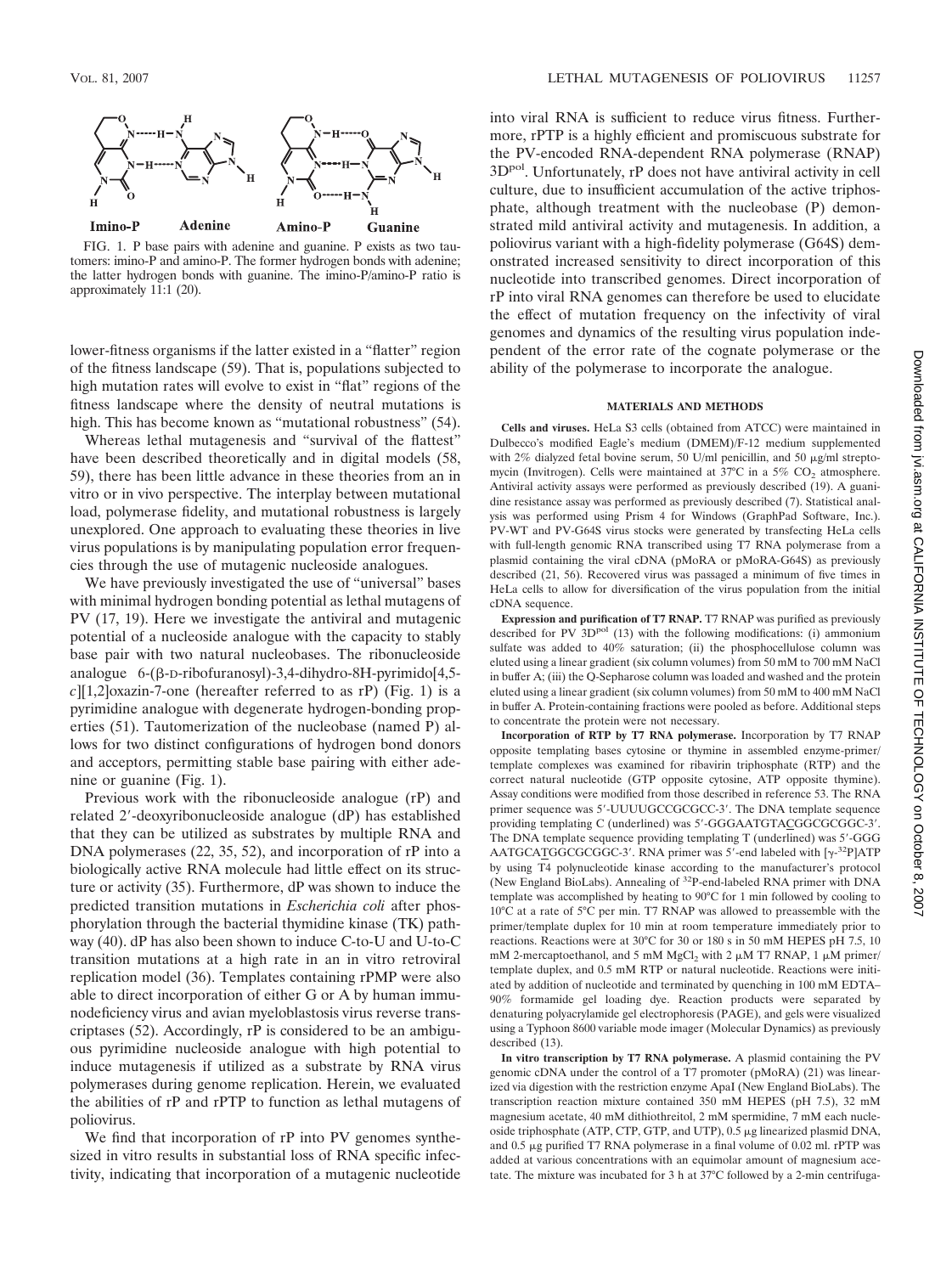Imino-P Adenine Amino-P Guanine

FIG. 1. P base pairs with adenine and guanine. P exists as two tautomers: imino-P and amino-P. The former hydrogen bonds with adenine; the latter hydrogen bonds with guanine. The imino-P/amino-P ratio is approximately 11:1 (20).

lower-fitness organisms if the latter existed in a "flatter" region of the fitness landscape (59). That is, populations subjected to high mutation rates will evolve to exist in "flat" regions of the fitness landscape where the density of neutral mutations is high. This has become known as "mutational robustness" (54).

Whereas lethal mutagenesis and "survival of the flattest" have been described theoretically and in digital models (58, 59), there has been little advance in these theories from an in vitro or in vivo perspective. The interplay between mutational load, polymerase fidelity, and mutational robustness is largely unexplored. One approach to evaluating these theories in live virus populations is by manipulating population error frequencies through the use of mutagenic nucleoside analogues.

We have previously investigated the use of "universal" bases with minimal hydrogen bonding potential as lethal mutagens of PV (17, 19). Here we investigate the antiviral and mutagenic potential of a nucleoside analogue with the capacity to stably base pair with two natural nucleobases. The ribonucleoside analogue 6-(β-D-ribofuranosyl)-3,4-dihydro-8H-pyrimido[4,5-*c*][1,2]oxazin-7-one (hereafter referred to as rP) (Fig. 1) is a pyrimidine analogue with degenerate hydrogen-bonding properties (51). Tautomerization of the nucleobase (named P) allows for two distinct configurations of hydrogen bond donors and acceptors, permitting stable base pairing with either adenine or guanine (Fig. 1).

Previous work with the ribonucleoside analogue (rP) and related 2′-deoxyribonucleoside analogue (dP) has established that they can be utilized as substrates by multiple RNA and DNA polymerases (22, 35, 52), and incorporation of rP into a biologically active RNA molecule had little effect on its structure or activity (35). Furthermore, dP was shown to induce the predicted transition mutations in *Escherichia coli* after phosphorylation through the bacterial thymidine kinase (TK) pathway (40). dP has also been shown to induce C-to-U and U-to-C transition mutations at a high rate in an in vitro retroviral replication model (36). Templates containing rPMP were also able to direct incorporation of either G or A by human immunodeficiency virus and avian myeloblastosis virus reverse transcriptases (52). Accordingly, rP is considered to be an ambiguous pyrimidine nucleoside analogue with high potential to induce mutagenesis if utilized as a substrate by RNA virus polymerases during genome replication. Herein, we evaluated the abilities of rP and rPTP to function as lethal mutagens of poliovirus.

We find that incorporation of rP into PV genomes synthesized in vitro results in substantial loss of RNA specific infectivity, indicating that incorporation of a mutagenic nucleotide into viral RNA is sufficient to reduce virus fitness. Furthermore, rPTP is a highly efficient and promiscuous substrate for the PV-encoded RNA-dependent RNA polymerase (RNAP) 3D$^{pol}$. Unfortunately, rP does not have antiviral activity in cell culture, due to insufficient accumulation of the active triphosphate, although treatment with the nucleobase (P) demonstrated mild antiviral activity and mutagenesis. In addition, a poliovirus variant with a high-fidelity polymerase (G64S) demonstrated increased sensitivity to direct incorporation of this nucleotide into transcribed genomes. Direct incorporation of rP into viral RNA genomes can therefore be used to elucidate the effect of mutation frequency on the infectivity of viral genomes and dynamics of the resulting virus population independent of the error rate of the cognate polymerase or the ability of the polymerase to incorporate the analogue.

## MATERIALS AND METHODS

**Cells and viruses.** HeLa S3 cells (obtained from ATCC) were maintained in Dulbecco's modified Eagle's medium (DMEM)/F-12 medium supplemented with 2% dialyzed fetal bovine serum, 50 U/ml penicillin, and 50 μg/ml streptomycin (Invitrogen). Cells were maintained at 37°C in a 5% $CO_2$ atmosphere. Antiviral activity assays were performed as previously described (19). A guanidine resistance assay was performed as previously described (7). Statistical analysis was performed using Prism 4 for Windows (GraphPad Software, Inc.). PV-WT and PV-G64S virus stocks were generated by transfecting HeLa cells with full-length genomic RNA transcribed using T7 RNA polymerase from a plasmid containing the viral cDNA (pMoRA or pMoRA-G64S) as previously described (21, 56). Recovered virus was passaged a minimum of five times in HeLa cells to allow for diversification of the virus population from the initial cDNA sequence.

**Expression and purification of T7 RNAP.** T7 RNAP was purified as previously described for PV 3D$^{pol}$ (13) with the following modifications: (i) ammonium sulfate was added to 40% saturation; (ii) the phosphocellulose column was eluted using a linear gradient (six column volumes) from 50 mM to 700 mM NaCl in buffer A; (iii) the Q-Sepharose column was loaded and washed and the protein eluted using a linear gradient (six column volumes) from 50 mM to 400 mM NaCl in buffer A. Protein-containing fractions were pooled as before. Additional steps to concentrate the protein were not necessary.

**Incorporation of RTP by T7 RNA polymerase.** Incorporation by T7 RNAP opposite templating bases cytosine or thymine in assembled enzyme-primer/template complexes was examined for ribavirin triphosphate (RTP) and the correct natural nucleotide (GTP opposite cytosine, ATP opposite thymine). Assay conditions were modified from those described in reference 53. The RNA primer sequence was 5′-UUUUGCCGCGCC-3′. The DNA template sequence providing templating C (underlined) was 5′-GGGAATGTA<u>C</u>GGCGCGGC-3′. The DNA template sequence providing templating T (underlined) was 5′-GGGAATGCA<u>T</u>GGCGCGGC-3′. RNA primer was 5′-end labeled with [γ-$^{32}$P]ATP by using T4 polynucleotide kinase according to the manufacturer's protocol (New England BioLabs). Annealing of $^{32}$P-end-labeled RNA primer with DNA template was accomplished by heating to 90°C for 1 min followed by cooling to 10°C at a rate of 5°C per min. T7 RNAP was allowed to preassemble with the primer/template duplex for 10 min at room temperature immediately prior to reactions. Reactions were at 30°C for 30 or 180 s in 50 mM HEPES pH 7.5, 10 mM 2-mercaptoethanol, and 5 mM $MgCl_2$ with 2 μM T7 RNAP, 1 μM primer/template duplex, and 0.5 mM RTP or natural nucleotide. Reactions were initiated by addition of nucleotide and terminated by quenching in 100 mM EDTA–90% formamide gel loading dye. Reaction products were separated by denaturing polyacrylamide gel electrophoresis (PAGE), and gels were visualized using a Typhoon 8600 variable mode imager (Molecular Dynamics) as previously described (13).

**In vitro transcription by T7 RNA polymerase.** A plasmid containing the PV genomic cDNA under the control of a T7 promoter (pMoRA) (21) was linearized via digestion with the restriction enzyme ApaI (New England BioLabs). The transcription reaction mixture contained 350 mM HEPES (pH 7.5), 32 mM magnesium acetate, 40 mM dithiothreitol, 2 mM spermidine, 7 mM each nucleoside triphosphate (ATP, CTP, GTP, and UTP), 0.5 μg linearized plasmid DNA, and 0.5 μg purified T7 RNA polymerase in a final volume of 0.02 ml. rPTP was added at various concentrations with an equimolar amount of magnesium acetate. The mixture was incubated for 3 h at 37°C followed by a 2-min centrifuga-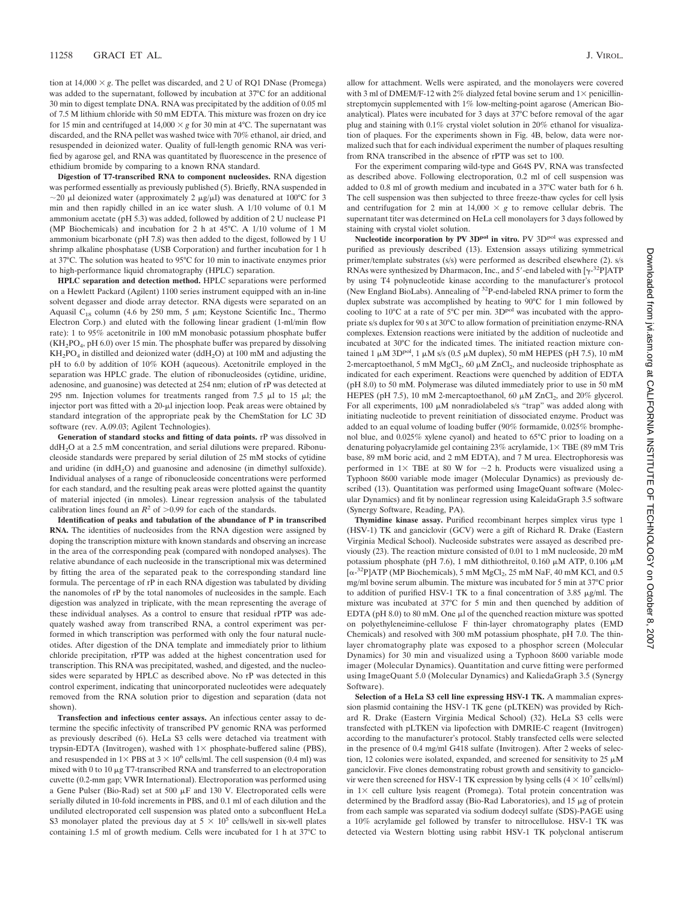tion at 14,000 × g. The pellet was discarded, and 2 U of RQ1 DNase (Promega) was added to the supernatant, followed by incubation at 37°C for an additional 30 min to digest template DNA. RNA was precipitated by the addition of 0.05 ml of 7.5 M lithium chloride with 50 mM EDTA. This mixture was frozen on dry ice for 15 min and centrifuged at 14,000 × g for 30 min at 4°C. The supernatant was discarded, and the RNA pellet was washed twice with 70% ethanol, air dried, and resuspended in deionized water. Quality of full-length genomic RNA was verified by agarose gel, and RNA was quantitated by fluorescence in the presence of ethidium bromide by comparing to a known RNA standard.

**Digestion of T7-transcribed RNA to component nucleosides.** RNA digestion was performed essentially as previously published (5). Briefly, RNA suspended in ~20 μl deionized water (approximately 2 μg/μl) was denatured at 100°C for 3 min and then rapidly chilled in an ice water slush. A 1/10 volume of 0.1 M ammonium acetate (pH 5.3) was added, followed by addition of 2 U nuclease P1 (MP Biochemicals) and incubation for 2 h at 45°C. A 1/10 volume of 1 M ammonium bicarbonate (pH 7.8) was then added to the digest, followed by 1 U shrimp alkaline phosphatase (USB Corporation) and further incubation for 1 h at 37°C. The solution was heated to 95°C for 10 min to inactivate enzymes prior to high-performance liquid chromatography (HPLC) separation.

**HPLC separation and detection method.** HPLC separations were performed on a Hewlett Packard (Agilent) 1100 series instrument equipped with an in-line solvent degasser and diode array detector. RNA digests were separated on an Aquasil $C_{18}$ column (4.6 by 250 mm, 5 μm; Keystone Scientific Inc., Thermo Electron Corp.) and eluted with the following linear gradient (1-ml/min flow rate): 1 to 95% acetonitrile in 100 mM monobasic potassium phosphate buffer ($KH_2PO_4$, pH 6.0) over 15 min. The phosphate buffer was prepared by dissolving $KH_2PO_4$ in distilled and deionized water ($ddH_2O$) at 100 mM and adjusting the pH to 6.0 by addition of 10% KOH (aqueous). Acetonitrile employed in the separation was HPLC grade. The elution of ribonucleosides (cytidine, uridine, adenosine, and guanosine) was detected at 254 nm; elution of rP was detected at 295 nm. Injection volumes for treatments ranged from 7.5 μl to 15 μl; the injector port was fitted with a 20-μl injection loop. Peak areas were obtained by standard integration of the appropriate peak by the ChemStation for LC 3D software (rev. A.09.03; Agilent Technologies).

**Generation of standard stocks and fitting of data points.** rP was dissolved in $ddH_2O$ at a 2.5 mM concentration, and serial dilutions were prepared. Ribonucleoside standards were prepared by serial dilution of 25 mM stocks of cytidine and uridine (in $ddH_2O$) and guanosine and adenosine (in dimethyl sulfoxide). Individual analyses of a range of ribonucleoside concentrations were performed for each standard, and the resulting peak areas were plotted against the quantity of material injected (in nmoles). Linear regression analysis of the tabulated calibration lines found an $R^2$ of >0.99 for each of the standards.

**Identification of peaks and tabulation of the abundance of P in transcribed RNA.** The identities of nucleosides from the RNA digestion were assigned by doping the transcription mixture with known standards and observing an increase in the area of the corresponding peak (compared with nondoped analyses). The relative abundance of each nucleoside in the transcriptional mix was determined by fitting the area of the separated peak to the corresponding standard line formula. The percentage of rP in each RNA digestion was tabulated by dividing the nanomoles of rP by the total nanomoles of nucleosides in the sample. Each digestion was analyzed in triplicate, with the mean representing the average of these individual analyses. As a control to ensure that residual rPTP was adequately washed away from transcribed RNA, a control experiment was performed in which transcription was performed with only the four natural nucleotides. After digestion of the DNA template and immediately prior to lithium chloride precipitation, rPTP was added at the highest concentration used for transcription. This RNA was precipitated, washed, and digested, and the nucleosides were separated by HPLC as described above. No rP was detected in this control experiment, indicating that unincorporated nucleotides were adequately removed from the RNA solution prior to digestion and separation (data not shown).

**Transfection and infectious center assays.** An infectious center assay to determine the specific infectivity of transcribed PV genomic RNA was performed as previously described (6). HeLa S3 cells were detached via treatment with trypsin-EDTA (Invitrogen), washed with 1× phosphate-buffered saline (PBS), and resuspended in 1× PBS at $3 \times 10^6$ cells/ml. The cell suspension (0.4 ml) was mixed with 0 to 10 μg T7-transcribed RNA and transferred to an electroporation cuvette (0.2-mm gap; VWR International). Electroporation was performed using a Gene Pulser (Bio-Rad) set at 500 μF and 130 V. Electroporated cells were serially diluted in 10-fold increments in PBS, and 0.1 ml of each dilution and the undiluted electroporated cell suspension was plated onto a subconfluent HeLa S3 monolayer plated the previous day at $5 \times 10^5$ cells/well in six-well plates containing 1.5 ml of growth medium. Cells were incubated for 1 h at 37°C to allow for attachment. Wells were aspirated, and the monolayers were covered with 3 ml of DMEM/F-12 with 2% dialyzed fetal bovine serum and 1× penicillin-streptomycin supplemented with 1% low-melting-point agarose (American Bioanalytical). Plates were incubated for 3 days at 37°C before removal of the agar plug and staining with 0.1% crystal violet solution in 20% ethanol for visualization of plaques. For the experiments shown in Fig. 4B, below, data were normalized such that for each individual experiment the number of plaques resulting from RNA transcribed in the absence of rPTP was set to 100.

For the experiment comparing wild-type and G64S PV, RNA was transfected as described above. Following electroporation, 0.2 ml of cell suspension was added to 0.8 ml of growth medium and incubated in a 37°C water bath for 6 h. The cell suspension was then subjected to three freeze-thaw cycles for cell lysis and centrifugation for 2 min at 14,000 × g to remove cellular debris. The supernatant titer was determined on HeLa cell monolayers for 3 days followed by staining with crystal violet solution.

**Nucleotide incorporation by PV 3D$^{pol}$ in vitro.** PV 3D$^{pol}$ was expressed and purified as previously described (13). Extension assays utilizing symmetrical primer/template substrates (s/s) were performed as described elsewhere (2). s/s RNAs were synthesized by Dharmacon, Inc., and 5′-end labeled with [γ-$^{32}$P]ATP by using T4 polynucleotide kinase according to the manufacturer's protocol (New England BioLabs). Annealing of $^{32}$P-end-labeled RNA primer to form the duplex substrate was accomplished by heating to 90°C for 1 min followed by cooling to 10°C at a rate of 5°C per min. 3D$^{pol}$ was incubated with the appropriate s/s duplex for 90 s at 30°C to allow formation of preinitiation enzyme-RNA complexes. Extension reactions were initiated by the addition of nucleotide and incubated at 30°C for the indicated times. The initiated reaction mixture contained 1 μM 3D$^{pol}$, 1 μM s/s (0.5 μM duplex), 50 mM HEPES (pH 7.5), 10 mM 2-mercaptoethanol, 5 mM $MgCl_2$, 60 μM $ZnCl_2$, and nucleoside triphosphate as indicated for each experiment. Reactions were quenched by addition of EDTA (pH 8.0) to 50 mM. Polymerase was diluted immediately prior to use in 50 mM HEPES (pH 7.5), 10 mM 2-mercaptoethanol, 60 μM $ZnCl_2$, and 20% glycerol. For all experiments, 100 μM nonradiolabeled s/s "trap" was added along with initiating nucleotide to prevent reinitiation of dissociated enzyme. Product was added to an equal volume of loading buffer (90% formamide, 0.025% bromphenol blue, and 0.025% xylene cyanol) and heated to 65°C prior to loading on a denaturing polyacrylamide gel containing 23% acrylamide, 1× TBE (89 mM Tris base, 89 mM boric acid, and 2 mM EDTA), and 7 M urea. Electrophoresis was performed in 1× TBE at 80 W for ~2 h. Products were visualized using a Typhoon 8600 variable mode imager (Molecular Dynamics) as previously described (13). Quantitation was performed using ImageQuant software (Molecular Dynamics) and fit by nonlinear regression using KaleidaGraph 3.5 software (Synergy Software, Reading, PA).

**Thymidine kinase assay.** Purified recombinant herpes simplex virus type 1 (HSV-1) TK and ganciclovir (GCV) were a gift of Richard R. Drake (Eastern Virginia Medical School). Nucleoside substrates were assayed as described previously (23). The reaction mixture consisted of 0.01 to 1 mM nucleoside, 20 mM potassium phosphate (pH 7.6), 1 mM dithiothreitol, 0.160 μM ATP, 0.106 μM [α-$^{32}$P]ATP (MP Biochemicals), 5 mM $MgCl_2$, 25 mM NaF, 40 mM KCl, and 0.5 mg/ml bovine serum albumin. The mixture was incubated for 5 min at 37°C prior to addition of purified HSV-1 TK to a final concentration of 3.85 μg/ml. The mixture was incubated at 37°C for 5 min and then quenched by addition of EDTA (pH 8.0) to 80 mM. One μl of the quenched reaction mixture was spotted on polyethyleneimine-cellulose F thin-layer chromatography plates (EMD Chemicals) and resolved with 300 mM potassium phosphate, pH 7.0. The thin-layer chromatography plate was exposed to a phosphor screen (Molecular Dynamics) for 30 min and visualized using a Typhoon 8600 variable mode imager (Molecular Dynamics). Quantitation and curve fitting were performed using ImageQuant 5.0 (Molecular Dynamics) and KaliedaGraph 3.5 (Synergy Software).

**Selection of a HeLa S3 cell line expressing HSV-1 TK.** A mammalian expression plasmid containing the HSV-1 TK gene (pLTKEN) was provided by Richard R. Drake (Eastern Virginia Medical School) (32). HeLa S3 cells were transfected with pLTKEN via lipofection with DMRIE-C reagent (Invitrogen) according to the manufacturer's protocol. Stably transfected cells were selected in the presence of 0.4 mg/ml G418 sulfate (Invitrogen). After 2 weeks of selection, 12 colonies were isolated, expanded, and screened for sensitivity to 25 μM ganciclovir. Five clones demonstrating robust growth and sensitivity to ganciclovir were then screened for HSV-1 TK expression by lysing cells ($4 \times 10^7$ cells/ml) in 1× cell culture lysis reagent (Promega). Total protein concentration was determined by the Bradford assay (Bio-Rad Laboratories), and 15 μg of protein from each sample was separated via sodium dodecyl sulfate (SDS)-PAGE using a 10% acrylamide gel followed by transfer to nitrocellulose. HSV-1 TK was detected via Western blotting using rabbit HSV-1 TK polyclonal antiserum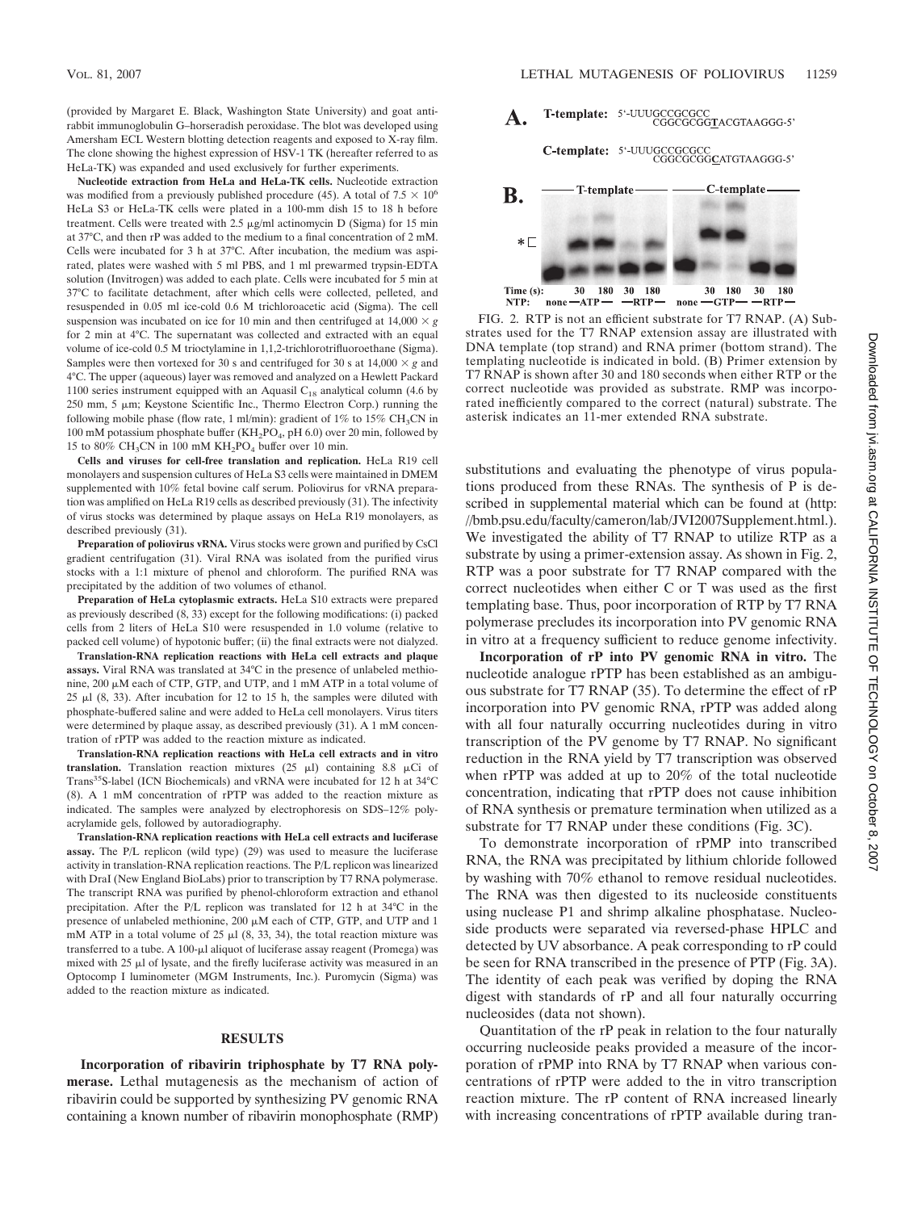(provided by Margaret E. Black, Washington State University) and goat anti-rabbit immunoglobulin G–horseradish peroxidase. The blot was developed using Amersham ECL Western blotting detection reagents and exposed to X-ray film. The clone showing the highest expression of HSV-1 TK (hereafter referred to as HeLa-TK) was expanded and used exclusively for further experiments.

**Nucleotide extraction from HeLa and HeLa-TK cells.** Nucleotide extraction was modified from a previously published procedure (45). A total of $7.5 \times 10^6$ HeLa S3 or HeLa-TK cells were plated in a 100-mm dish 15 to 18 h before treatment. Cells were treated with 2.5 μg/ml actinomycin D (Sigma) for 15 min at 37°C, and then rP was added to the medium to a final concentration of 2 mM. Cells were incubated for 3 h at 37°C. After incubation, the medium was aspirated, plates were washed with 5 ml PBS, and 1 ml prewarmed trypsin-EDTA solution (Invitrogen) was added to each plate. Cells were incubated for 5 min at 37°C to facilitate detachment, after which cells were collected, pelleted, and resuspended in 0.05 ml ice-cold 0.6 M trichloroacetic acid (Sigma). The cell suspension was incubated on ice for 10 min and then centrifuged at $14{,}000 \times g$ for 2 min at 4°C. The supernatant was collected and extracted with an equal volume of ice-cold 0.5 M trioctylamine in 1,1,2-trichlorotrifluoroethane (Sigma). Samples were then vortexed for 30 s and centrifuged for 30 s at $14{,}000 \times g$ and 4°C. The upper (aqueous) layer was removed and analyzed on a Hewlett Packard 1100 series instrument equipped with an Aquasil $C_{18}$ analytical column (4.6 by 250 mm, 5 μm; Keystone Scientific Inc., Thermo Electron Corp.) running the following mobile phase (flow rate, 1 ml/min): gradient of 1% to 15% $CH_3CN$ in 100 mM potassium phosphate buffer ($KH_2PO_4$, pH 6.0) over 20 min, followed by 15 to 80% $CH_3CN$ in 100 mM $KH_2PO_4$ buffer over 10 min.

**Cells and viruses for cell-free translation and replication.** HeLa R19 cell monolayers and suspension cultures of HeLa S3 cells were maintained in DMEM supplemented with 10% fetal bovine calf serum. Poliovirus for vRNA preparation was amplified on HeLa R19 cells as described previously (31). The infectivity of virus stocks was determined by plaque assays on HeLa R19 monolayers, as described previously (31).

**Preparation of poliovirus vRNA.** Virus stocks were grown and purified by CsCl gradient centrifugation (31). Viral RNA was isolated from the purified virus stocks with a 1:1 mixture of phenol and chloroform. The purified RNA was precipitated by the addition of two volumes of ethanol.

**Preparation of HeLa cytoplasmic extracts.** HeLa S10 extracts were prepared as previously described (8, 33) except for the following modifications: (i) packed cells from 2 liters of HeLa S10 were resuspended in 1.0 volume (relative to packed cell volume) of hypotonic buffer; (ii) the final extracts were not dialyzed.

**Translation-RNA replication reactions with HeLa cell extracts and plaque assays.** Viral RNA was translated at 34°C in the presence of unlabeled methionine, 200 μM each of CTP, GTP, and UTP, and 1 mM ATP in a total volume of 25 μl (8, 33). After incubation for 12 to 15 h, the samples were diluted with phosphate-buffered saline and were added to HeLa cell monolayers. Virus titers were determined by plaque assay, as described previously (31). A 1 mM concentration of rPTP was added to the reaction mixture as indicated.

**Translation-RNA replication reactions with HeLa cell extracts and in vitro translation.** Translation reaction mixtures (25 μl) containing 8.8 μCi of Trans$^{35}$S-label (ICN Biochemicals) and vRNA were incubated for 12 h at 34°C (8). A 1 mM concentration of rPTP was added to the reaction mixture as indicated. The samples were analyzed by electrophoresis on SDS–12% polyacrylamide gels, followed by autoradiography.

**Translation-RNA replication reactions with HeLa cell extracts and luciferase assay.** The P/L replicon (wild type) (29) was used to measure the luciferase activity in translation-RNA replication reactions. The P/L replicon was linearized with DraI (New England BioLabs) prior to transcription by T7 RNA polymerase. The transcript RNA was purified by phenol-chloroform extraction and ethanol precipitation. After the P/L replicon was translated for 12 h at 34°C in the presence of unlabeled methionine, 200 μM each of CTP, GTP, and UTP and 1 mM ATP in a total volume of 25 μl (8, 33, 34), the total reaction mixture was transferred to a tube. A 100-μl aliquot of luciferase assay reagent (Promega) was mixed with 25 μl of lysate, and the firefly luciferase activity was measured in an Optocomp I luminometer (MGM Instruments, Inc.). Puromycin (Sigma) was added to the reaction mixture as indicated.

## RESULTS

**Incorporation of ribavirin triphosphate by T7 RNA polymerase.** Lethal mutagenesis as the mechanism of action of ribavirin could be supported by synthesizing PV genomic RNA containing a known number of ribavirin monophosphate (RMP) substitutions and evaluating the phenotype of virus populations produced from these RNAs. The synthesis of P is described in supplemental material which can be found at (http://bmb.psu.edu/faculty/cameron/lab/JVI2007Supplement.html.). We investigated the ability of T7 RNAP to utilize RTP as a substrate by using a primer-extension assay. As shown in Fig. 2, RTP was a poor substrate for T7 RNAP compared with the correct nucleotides when either C or T was used as the first templating base. Thus, poor incorporation of RTP by T7 RNA polymerase precludes its incorporation into PV genomic RNA in vitro at a frequency sufficient to reduce genome infectivity.

A. T-template: 5'-UUUGCCGCGCC
CGGCGCGG**T**ACGTAAGGG-5'

C-template: 5'-UUUGCCGCGCC
CGGCGCGG**C**ATGTAAGGG-5'

B. T-template C-template
*
Time (s): 30 180 30 180 30 180 30 180
NTP: none ATP RTP none GTP RTP

FIG. 2. RTP is not an efficient substrate for T7 RNAP. (A) Substrates used for the T7 RNAP extension assay are illustrated with DNA template (top strand) and RNA primer (bottom strand). The templating nucleotide is indicated in bold. (B) Primer extension by T7 RNAP is shown after 30 and 180 seconds when either RTP or the correct nucleotide was provided as substrate. RMP was incorporated inefficiently compared to the correct (natural) substrate. The asterisk indicates an 11-mer extended RNA substrate.

**Incorporation of rP into PV genomic RNA in vitro.** The nucleotide analogue rPTP has been established as an ambiguous substrate for T7 RNAP (35). To determine the effect of rP incorporation into PV genomic RNA, rPTP was added along with all four naturally occurring nucleotides during in vitro transcription of the PV genome by T7 RNAP. No significant reduction in the RNA yield by T7 transcription was observed when rPTP was added at up to 20% of the total nucleotide concentration, indicating that rPTP does not cause inhibition of RNA synthesis or premature termination when utilized as a substrate for T7 RNAP under these conditions (Fig. 3C).

To demonstrate incorporation of rPMP into transcribed RNA, the RNA was precipitated by lithium chloride followed by washing with 70% ethanol to remove residual nucleotides. The RNA was then digested to its nucleoside constituents using nuclease P1 and shrimp alkaline phosphatase. Nucleoside products were separated via reversed-phase HPLC and detected by UV absorbance. A peak corresponding to rP could be seen for RNA transcribed in the presence of PTP (Fig. 3A). The identity of each peak was verified by doping the RNA digest with standards of rP and all four naturally occurring nucleosides (data not shown).

Quantitation of the rP peak in relation to the four naturally occurring nucleoside peaks provided a measure of the incorporation of rPMP into RNA by T7 RNAP when various concentrations of rPTP were added to the in vitro transcription reaction mixture. The rP content of RNA increased linearly with increasing concentrations of rPTP available during tran-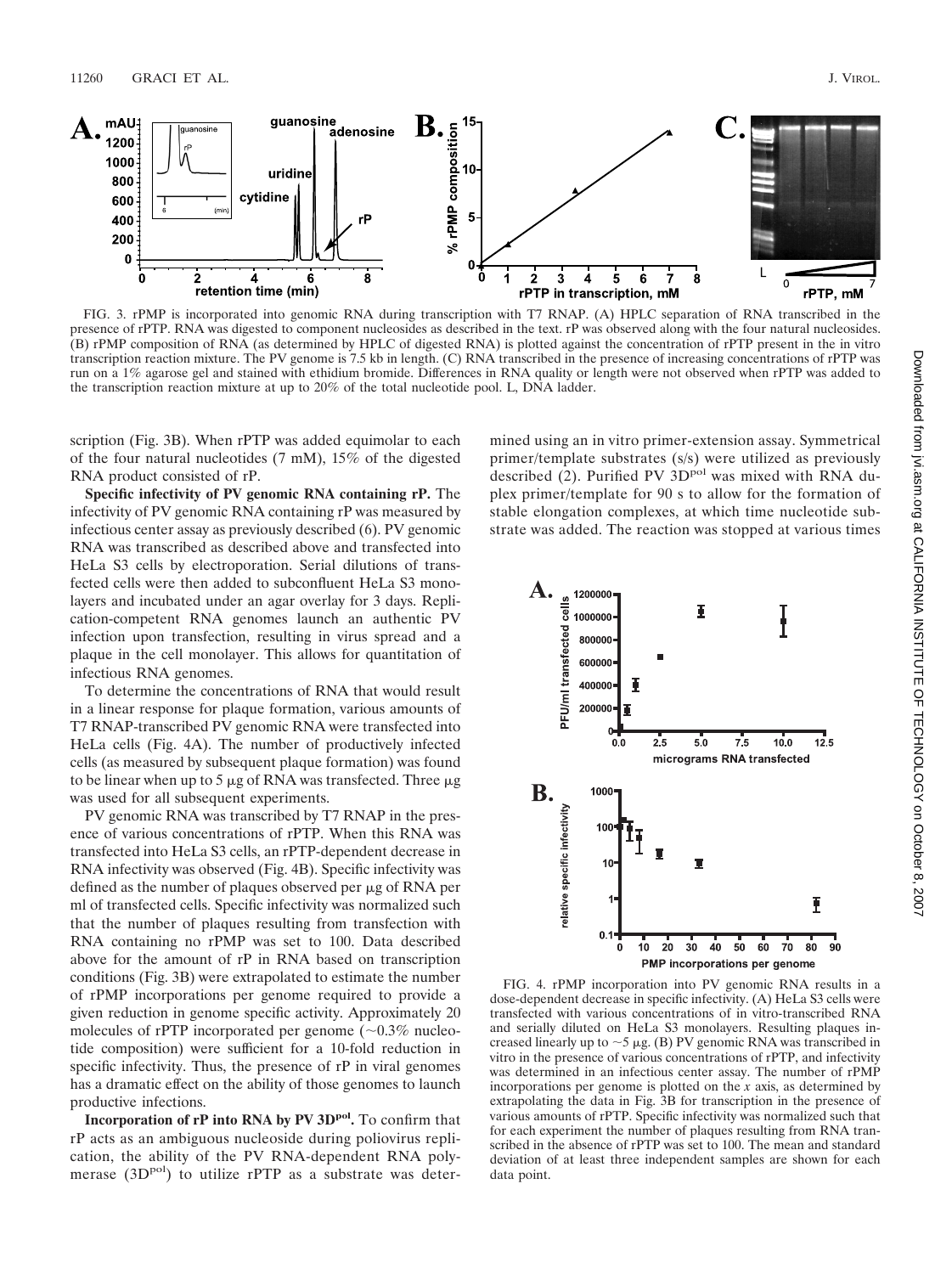A.
mAU
1200
1000
800
600
400
200
0
0 2 4 6 8
retention time (min)
guanosine
adenosine
uridine
cytidine
rP
guanosine
rP
6 (min)

B.
% rPMP composition
15
10
5
0
0 1 2 3 4 5 6 7 8
rPTP in transcription, mM

C.
L
0 7
rPTP, mM

FIG. 3. rPMP is incorporated into genomic RNA during transcription with T7 RNAP. (A) HPLC separation of RNA transcribed in the presence of rPTP. RNA was digested to component nucleosides as described in the text. rP was observed along with the four natural nucleosides. (B) rPMP composition of RNA (as determined by HPLC of digested RNA) is plotted against the concentration of rPTP present in the in vitro transcription reaction mixture. The PV genome is 7.5 kb in length. (C) RNA transcribed in the presence of increasing concentrations of rPTP was run on a 1% agarose gel and stained with ethidium bromide. Differences in RNA quality or length were not observed when rPTP was added to the transcription reaction mixture at up to 20% of the total nucleotide pool. L, DNA ladder.

scription (Fig. 3B). When rPTP was added equimolar to each of the four natural nucleotides (7 mM), 15% of the digested RNA product consisted of rP.

**Specific infectivity of PV genomic RNA containing rP.** The infectivity of PV genomic RNA containing rP was measured by infectious center assay as previously described (6). PV genomic RNA was transcribed as described above and transfected into HeLa S3 cells by electroporation. Serial dilutions of transfected cells were then added to subconfluent HeLa S3 monolayers and incubated under an agar overlay for 3 days. Replication-competent RNA genomes launch an authentic PV infection upon transfection, resulting in virus spread and a plaque in the cell monolayer. This allows for quantitation of infectious RNA genomes.

To determine the concentrations of RNA that would result in a linear response for plaque formation, various amounts of T7 RNAP-transcribed PV genomic RNA were transfected into HeLa cells (Fig. 4A). The number of productively infected cells (as measured by subsequent plaque formation) was found to be linear when up to 5 μg of RNA was transfected. Three μg was used for all subsequent experiments.

PV genomic RNA was transcribed by T7 RNAP in the presence of various concentrations of rPTP. When this RNA was transfected into HeLa S3 cells, an rPTP-dependent decrease in RNA infectivity was observed (Fig. 4B). Specific infectivity was defined as the number of plaques observed per μg of RNA per ml of transfected cells. Specific infectivity was normalized such that the number of plaques resulting from transfection with RNA containing no rPMP was set to 100. Data described above for the amount of rP in RNA based on transcription conditions (Fig. 3B) were extrapolated to estimate the number of rPMP incorporations per genome required to provide a given reduction in genome specific activity. Approximately 20 molecules of rPTP incorporated per genome (~0.3% nucleotide composition) were sufficient for a 10-fold reduction in specific infectivity. Thus, the presence of rP in viral genomes has a dramatic effect on the ability of those genomes to launch productive infections.

**Incorporation of rP into RNA by PV 3D$^{pol}$.** To confirm that rP acts as an ambiguous nucleoside during poliovirus replication, the ability of the PV RNA-dependent RNA polymerase (3D$^{pol}$) to utilize rPTP as a substrate was determined using an in vitro primer-extension assay. Symmetrical primer/template substrates (s/s) were utilized as previously described (2). Purified PV 3D$^{pol}$ was mixed with RNA duplex primer/template for 90 s to allow for the formation of stable elongation complexes, at which time nucleotide substrate was added. The reaction was stopped at various times

A.
PFU/ml transfected cells
1200000
1000000
800000
600000
400000
200000
0
0.0 2.5 5.0 7.5 10.0 12.5
micrograms RNA transfected

B.
relative specific infectivity
1000
100
10
1
0.1
0 10 20 30 40 50 60 70 80 90
PMP incorporations per genome

FIG. 4. rPMP incorporation into PV genomic RNA results in a dose-dependent decrease in specific infectivity. (A) HeLa S3 cells were transfected with various concentrations of in vitro-transcribed RNA and serially diluted on HeLa S3 monolayers. Resulting plaques increased linearly up to ~5 μg. (B) PV genomic RNA was transcribed in vitro in the presence of various concentrations of rPTP, and infectivity was determined in an infectious center assay. The number of rPMP incorporations per genome is plotted on the *x* axis, as determined by extrapolating the data in Fig. 3B for transcription in the presence of various amounts of rPTP. Specific infectivity was normalized such that for each experiment the number of plaques resulting from RNA transcribed in the absence of rPTP was set to 100. The mean and standard deviation of at least three independent samples are shown for each data point.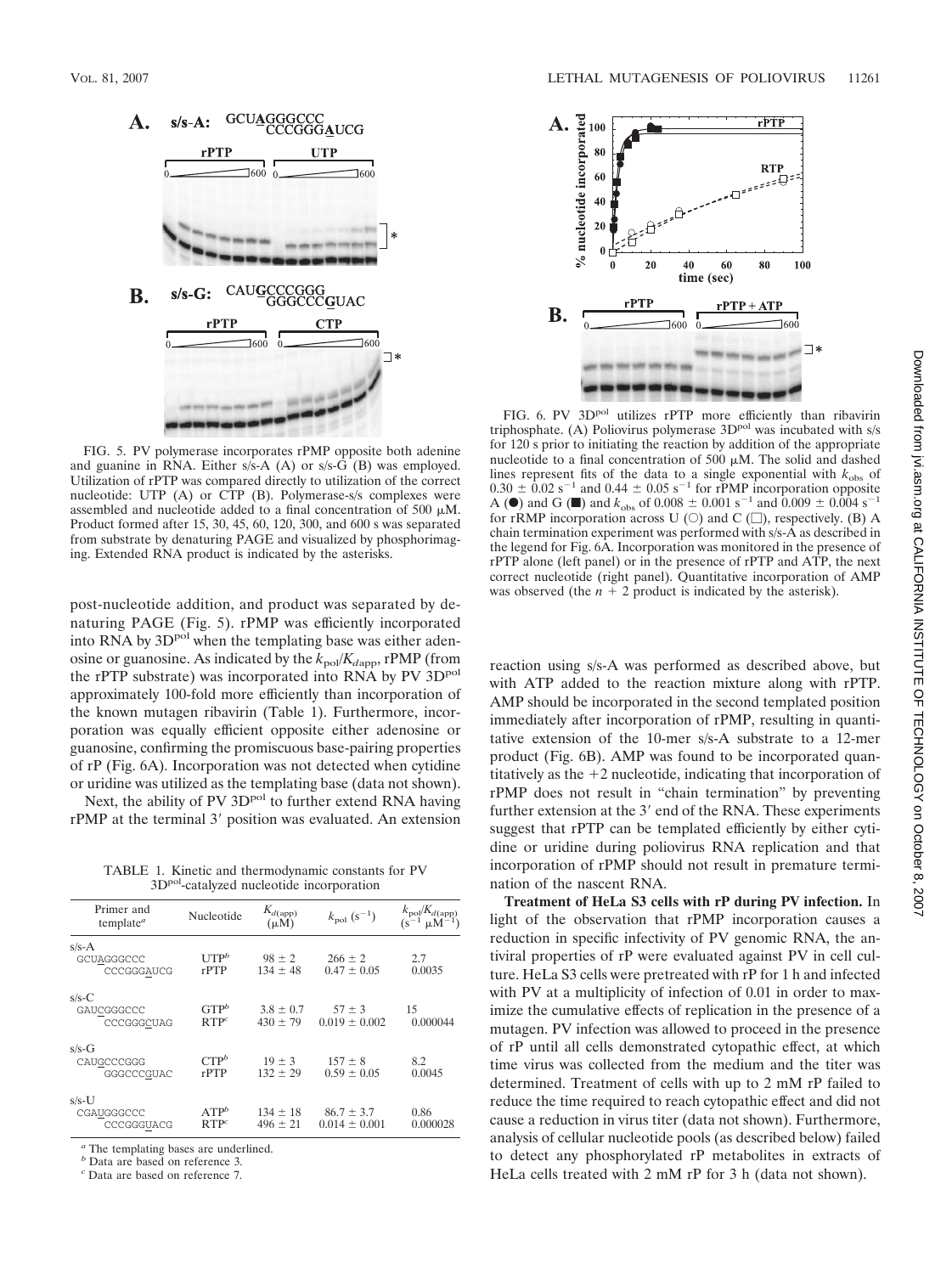A. s/s-A: GCUAGGGCCC
CCCGGGAUCG

rPTP UTP

0 600 0 600

*

B. s/s-G: CAUGCCCGGG
GGGCCCGUAC

rPTP CTP

0 600 0 600

*

FIG. 5. PV polymerase incorporates rPMP opposite both adenine and guanine in RNA. Either s/s-A (A) or s/s-G (B) was employed. Utilization of rPTP was compared directly to utilization of the correct nucleotide: UTP (A) or CTP (B). Polymerase-s/s complexes were assembled and nucleotide added to a final concentration of 500 μM. Product formed after 15, 30, 45, 60, 120, 300, and 600 s was separated from substrate by denaturing PAGE and visualized by phosphorimaging. Extended RNA product is indicated by the asterisks.

post-nucleotide addition, and product was separated by denaturing PAGE (Fig. 5). rPMP was efficiently incorporated into RNA by $3D^{pol}$ when the templating base was either adenosine or guanosine. As indicated by the $k_{pol}/K_{d\text{app}}$, rPMP (from the rPTP substrate) was incorporated into RNA by PV $3D^{pol}$ approximately 100-fold more efficiently than incorporation of the known mutagen ribavirin (Table 1). Furthermore, incorporation was equally efficient opposite either adenosine or guanosine, confirming the promiscuous base-pairing properties of rP (Fig. 6A). Incorporation was not detected when cytidine or uridine was utilized as the templating base (data not shown).

Next, the ability of PV $3D^{pol}$ to further extend RNA having rPMP at the terminal 3′ position was evaluated. An extension

TABLE 1. Kinetic and thermodynamic constants for PV $3D^{pol}$-catalyzed nucleotide incorporation

| Primer and template[a] | Nucleotide | $K_{d(\text{app})}$ (μM) | $k_{pol}$ ($s^{-1}$) | $k_{pol}/K_{d(\text{app})}$ ($s^{-1}$ $\mu M^{-1}$) |
|---|---|---|---|---|
| s/s-A | | | | |
| GCUAGGGCCC / CCCGGGAUCG | UTP[b] | 98 ± 2 | 266 ± 2 | 2.7 |
| | rPTP | 134 ± 48 | 0.47 ± 0.05 | 0.0035 |
| s/s-C | | | | |
| GAUCGGGCCC / CCCGGGCUAG | GTP[b] | 3.8 ± 0.7 | 57 ± 3 | 15 |
| | RTP[c] | 430 ± 79 | 0.019 ± 0.002 | 0.000044 |
| s/s-G | | | | |
| CAUGCCCGGG / GGGCCCGUAC | CTP[b] | 19 ± 3 | 157 ± 8 | 8.2 |
| | rPTP | 132 ± 29 | 0.59 ± 0.05 | 0.0045 |
| s/s-U | | | | |
| CGAUGGGCCC / CCCGGGUACG | ATP[b] | 134 ± 18 | 86.7 ± 3.7 | 0.86 |
| | RTP[c] | 496 ± 21 | 0.014 ± 0.001 | 0.000028 |

[a] The templating bases are underlined.
[b] Data are based on reference 3.
[c] Data are based on reference 7.

A.

% nucleotide incorporated

100
80
60
40
20
0

0 20 40 60 80 100

time (sec)

rPTP

RTP

B. rPTP rPTP + ATP

0 600 0 600

*

FIG. 6. PV $3D^{pol}$ utilizes rPTP more efficiently than ribavirin triphosphate. (A) Poliovirus polymerase $3D^{pol}$ was incubated with s/s for 120 s prior to initiating the reaction by addition of the appropriate nucleotide to a final concentration of 500 μM. The solid and dashed lines represent fits of the data to a single exponential with $k_{obs}$ of $0.30 \pm 0.02$ $s^{-1}$ and $0.44 \pm 0.05$ $s^{-1}$ for rPMP incorporation opposite A (●) and G (■) and $k_{obs}$ of $0.008 \pm 0.001$ $s^{-1}$ and $0.009 \pm 0.004$ $s^{-1}$ for rRMP incorporation across U (○) and C (□), respectively. (B) A chain termination experiment was performed with s/s-A as described in the legend for Fig. 6A. Incorporation was monitored in the presence of rPTP alone (left panel) or in the presence of rPTP and ATP, the next correct nucleotide (right panel). Quantitative incorporation of AMP was observed (the $n + 2$ product is indicated by the asterisk).

reaction using s/s-A was performed as described above, but with ATP added to the reaction mixture along with rPTP. AMP should be incorporated in the second templated position immediately after incorporation of rPMP, resulting in quantitative extension of the 10-mer s/s-A substrate to a 12-mer product (Fig. 6B). AMP was found to be incorporated quantitatively as the +2 nucleotide, indicating that incorporation of rPMP does not result in "chain termination" by preventing further extension at the 3′ end of the RNA. These experiments suggest that rPTP can be templated efficiently by either cytidine or uridine during poliovirus RNA replication and that incorporation of rPMP should not result in premature termination of the nascent RNA.

**Treatment of HeLa S3 cells with rP during PV infection.** In light of the observation that rPMP incorporation causes a reduction in specific infectivity of PV genomic RNA, the antiviral properties of rP were evaluated against PV in cell culture. HeLa S3 cells were pretreated with rP for 1 h and infected with PV at a multiplicity of infection of 0.01 in order to maximize the cumulative effects of replication in the presence of a mutagen. PV infection was allowed to proceed in the presence of rP until all cells demonstrated cytopathic effect, at which time virus was collected from the medium and the titer was determined. Treatment of cells with up to 2 mM rP failed to reduce the time required to reach cytopathic effect and did not cause a reduction in virus titer (data not shown). Furthermore, analysis of cellular nucleotide pools (as described below) failed to detect any phosphorylated rP metabolites in extracts of HeLa cells treated with 2 mM rP for 3 h (data not shown).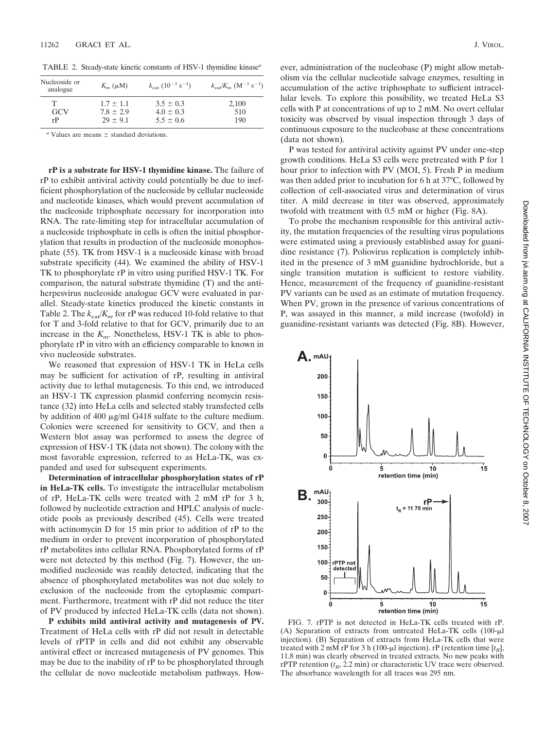TABLE 2. Steady-state kinetic constants of HSV-1 thymidine kinase[a]

| Nucleoside or analogue | $K_m$ (μM) | $k_{cat}$ ($10^{-3}$ s$^{-1}$) | $k_{cat}/K_m$ (M$^{-1}$ s$^{-1}$) |
|---|---|---|---|
| T | 1.7 ± 1.1 | 3.5 ± 0.3 | 2,100 |
| GCV | 7.8 ± 2.9 | 4.0 ± 0.3 | 510 |
| rP | 29 ± 9.1 | 5.5 ± 0.6 | 190 |

[a] Values are means ± standard deviations.

**rP is a substrate for HSV-1 thymidine kinase.** The failure of rP to exhibit antiviral activity could potentially be due to inefficient phosphorylation of the nucleoside by cellular nucleoside and nucleotide kinases, which would prevent accumulation of the nucleoside triphosphate necessary for incorporation into RNA. The rate-limiting step for intracellular accumulation of a nucleoside triphosphate in cells is often the initial phosphorylation that results in production of the nucleoside monophosphate (55). TK from HSV-1 is a nucleoside kinase with broad substrate specificity (44). We examined the ability of HSV-1 TK to phosphorylate rP in vitro using purified HSV-1 TK. For comparison, the natural substrate thymidine (T) and the antiherpesvirus nucleoside analogue GCV were evaluated in parallel. Steady-state kinetics produced the kinetic constants in Table 2. The $k_{cat}/K_m$ for rP was reduced 10-fold relative to that for T and 3-fold relative to that for GCV, primarily due to an increase in the $K_m$. Nonetheless, HSV-1 TK is able to phosphorylate rP in vitro with an efficiency comparable to known in vivo nucleoside substrates.

We reasoned that expression of HSV-1 TK in HeLa cells may be sufficient for activation of rP, resulting in antiviral activity due to lethal mutagenesis. To this end, we introduced an HSV-1 TK expression plasmid conferring neomycin resistance (32) into HeLa cells and selected stably transfected cells by addition of 400 μg/ml G418 sulfate to the culture medium. Colonies were screened for sensitivity to GCV, and then a Western blot assay was performed to assess the degree of expression of HSV-1 TK (data not shown). The colony with the most favorable expression, referred to as HeLa-TK, was expanded and used for subsequent experiments.

**Determination of intracellular phosphorylation states of rP in HeLa-TK cells.** To investigate the intracellular metabolism of rP, HeLa-TK cells were treated with 2 mM rP for 3 h, followed by nucleotide extraction and HPLC analysis of nucleotide pools as previously described (45). Cells were treated with actinomycin D for 15 min prior to addition of rP to the medium in order to prevent incorporation of phosphorylated rP metabolites into cellular RNA. Phosphorylated forms of rP were not detected by this method (Fig. 7). However, the unmodified nucleoside was readily detected, indicating that the absence of phosphorylated metabolites was not due solely to exclusion of the nucleoside from the cytoplasmic compartment. Furthermore, treatment with rP did not reduce the titer of PV produced by infected HeLa-TK cells (data not shown).

**P exhibits mild antiviral activity and mutagenesis of PV.** Treatment of HeLa cells with rP did not result in detectable levels of rPTP in cells and did not exhibit any observable antiviral effect or increased mutagenesis of PV genomes. This may be due to the inability of rP to be phosphorylated through the cellular de novo nucleotide metabolism pathways. However, administration of the nucleobase (P) might allow metabolism via the cellular nucleotide salvage enzymes, resulting in accumulation of the active triphosphate to sufficient intracellular levels. To explore this possibility, we treated HeLa S3 cells with P at concentrations of up to 2 mM. No overt cellular toxicity was observed by visual inspection through 3 days of continuous exposure to the nucleobase at these concentrations (data not shown).

P was tested for antiviral activity against PV under one-step growth conditions. HeLa S3 cells were pretreated with P for 1 hour prior to infection with PV (MOI, 5). Fresh P in medium was then added prior to incubation for 6 h at 37°C, followed by collection of cell-associated virus and determination of virus titer. A mild decrease in titer was observed, approximately twofold with treatment with 0.5 mM or higher (Fig. 8A).

To probe the mechanism responsible for this antiviral activity, the mutation frequencies of the resulting virus populations were estimated using a previously established assay for guanidine resistance (7). Poliovirus replication is completely inhibited in the presence of 3 mM guanidine hydrochloride, but a single transition mutation is sufficient to restore viability. Hence, measurement of the frequency of guanidine-resistant PV variants can be used as an estimate of mutation frequency. When PV, grown in the presence of various concentrations of P, was assayed in this manner, a mild increase (twofold) in guanidine-resistant variants was detected (Fig. 8B). However,

A. mAU
200
150
100
50
0
0 5 10 15
retention time (min)

B. mAU
300
250
200
150
100
50
0
rP
$t_R$ = 11.75 min
rPTP not detected
0 5 10 15
retention time (min)

FIG. 7. rPTP is not detected in HeLa-TK cells treated with rP. (A) Separation of extracts from untreated HeLa-TK cells (100-μl injection). (B) Separation of extracts from HeLa-TK cells that were treated with 2 mM rP for 3 h (100-μl injection). rP (retention time [$t_R$], 11.8 min) was clearly observed in treated extracts. No new peaks with rPTP retention ($t_R$, 2.2 min) or characteristic UV trace were observed. The absorbance wavelength for all traces was 295 nm.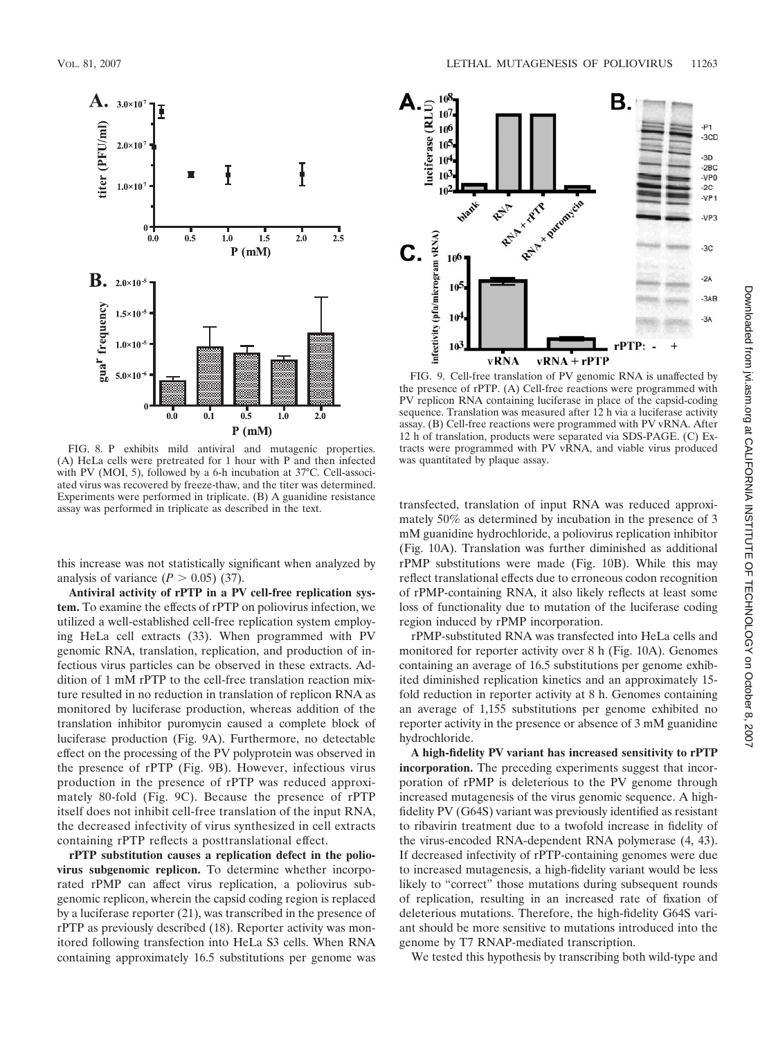A.

titer (PFU/ml)

3.0×10^7

2.0×10^7

1.0×10^7

0

0.0 0.5 1.0 1.5 2.0 2.5

P (mM)

B.

gua^r frequency

2.0×10^-5

1.5×10^-5

1.0×10^-5

5.0×10^-6

0

0.0 0.1 0.5 1.0 2.0

P (mM)

FIG. 8. P exhibits mild antiviral and mutagenic properties. (A) HeLa cells were pretreated for 1 hour with P and then infected with PV (MOI, 5), followed by a 6-h incubation at 37°C. Cell-associated virus was recovered by freeze-thaw, and the titer was determined. Experiments were performed in triplicate. (B) A guanidine resistance assay was performed in triplicate as described in the text.

this increase was not statistically significant when analyzed by analysis of variance ($P > 0.05$) (37).

**Antiviral activity of rPTP in a PV cell-free replication system.** To examine the effects of rPTP on poliovirus infection, we utilized a well-established cell-free replication system employing HeLa cell extracts (33). When programmed with PV genomic RNA, translation, replication, and production of infectious virus particles can be observed in these extracts. Addition of 1 mM rPTP to the cell-free translation reaction mixture resulted in no reduction in translation of replicon RNA as monitored by luciferase production, whereas addition of the translation inhibitor puromycin caused a complete block of luciferase production (Fig. 9A). Furthermore, no detectable effect on the processing of the PV polyprotein was observed in the presence of rPTP (Fig. 9B). However, infectious virus production in the presence of rPTP was reduced approximately 80-fold (Fig. 9C). Because the presence of rPTP itself does not inhibit cell-free translation of the input RNA, the decreased infectivity of virus synthesized in cell extracts containing rPTP reflects a posttranslational effect.

**rPTP substitution causes a replication defect in the poliovirus subgenomic replicon.** To determine whether incorporated rPMP can affect virus replication, a poliovirus subgenomic replicon, wherein the capsid coding region is replaced by a luciferase reporter (21), was transcribed in the presence of rPTP as previously described (18). Reporter activity was monitored following transfection into HeLa S3 cells. When RNA containing approximately 16.5 substitutions per genome was

A.

luciferase (RLU)

10^8 10^7 10^6 10^5 10^4 10^3 10^2

blank RNA RNA + rPTP RNA + puromycin

B.

-P1
-3CD
-3D
-2BC
-VP0
-2C
-VP1
-VP3
-3C
-2A
-3AB
-3A

rPTP: - +

C.

infectivity (pfu/microgram vRNA)

10^6 10^5 10^4 10^3

vRNA vRNA + rPTP

FIG. 9. Cell-free translation of PV genomic RNA is unaffected by the presence of rPTP. (A) Cell-free reactions were programmed with PV replicon RNA containing luciferase in place of the capsid-coding sequence. Translation was measured after 12 h via a luciferase activity assay. (B) Cell-free reactions were programmed with PV vRNA. After 12 h of translation, products were separated via SDS-PAGE. (C) Extracts were programmed with PV vRNA, and viable virus produced was quantitated by plaque assay.

transfected, translation of input RNA was reduced approximately 50% as determined by incubation in the presence of 3 mM guanidine hydrochloride, a poliovirus replication inhibitor (Fig. 10A). Translation was further diminished as additional rPMP substitutions were made (Fig. 10B). While this may reflect translational effects due to erroneous codon recognition of rPMP-containing RNA, it also likely reflects at least some loss of functionality due to mutation of the luciferase coding region induced by rPMP incorporation.

rPMP-substituted RNA was transfected into HeLa cells and monitored for reporter activity over 8 h (Fig. 10A). Genomes containing an average of 16.5 substitutions per genome exhibited diminished replication kinetics and an approximately 15-fold reduction in reporter activity at 8 h. Genomes containing an average of 1,155 substitutions per genome exhibited no reporter activity in the presence or absence of 3 mM guanidine hydrochloride.

**A high-fidelity PV variant has increased sensitivity to rPTP incorporation.** The preceding experiments suggest that incorporation of rPMP is deleterious to the PV genome through increased mutagenesis of the virus genomic sequence. A high-fidelity PV (G64S) variant was previously identified as resistant to ribavirin treatment due to a twofold increase in fidelity of the virus-encoded RNA-dependent RNA polymerase (4, 43). If decreased infectivity of rPTP-containing genomes were due to increased mutagenesis, a high-fidelity variant would be less likely to "correct" those mutations during subsequent rounds of replication, resulting in an increased rate of fixation of deleterious mutations. Therefore, the high-fidelity G64S variant should be more sensitive to mutations introduced into the genome by T7 RNAP-mediated transcription.

We tested this hypothesis by transcribing both wild-type and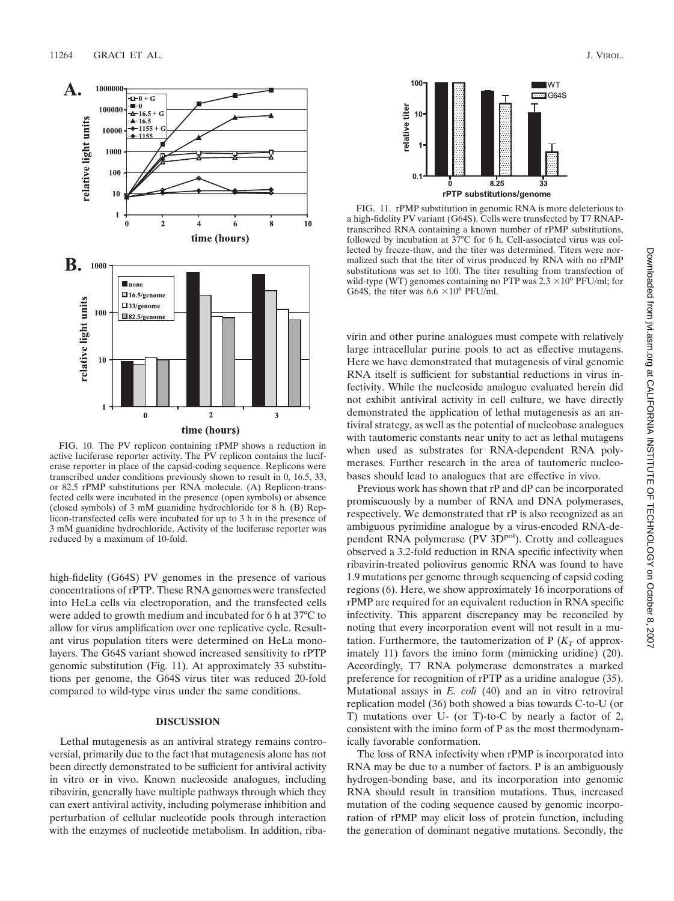A.

relative light units

1000000
100000
10000
1000
100
10
1

0 + G
0
16.5 + G
16.5
1155 + G
1155

0 2 4 6 8 10

time (hours)

B.

relative light units

1000
100
10
1

none
16.5/genome
33/genome
82.5/genome

0 2 3

time (hours)

FIG. 10. The PV replicon containing rPMP shows a reduction in active luciferase reporter activity. The PV replicon contains the luciferase reporter in place of the capsid-coding sequence. Replicons were transcribed under conditions previously shown to result in 0, 16.5, 33, or 82.5 rPMP substitutions per RNA molecule. (A) Replicon-transfected cells were incubated in the presence (open symbols) or absence (closed symbols) of 3 mM guanidine hydrochloride for 8 h. (B) Replicon-transfected cells were incubated for up to 3 h in the presence of 3 mM guanidine hydrochloride. Activity of the luciferase reporter was reduced by a maximum of 10-fold.

high-fidelity (G64S) PV genomes in the presence of various concentrations of rPTP. These RNA genomes were transfected into HeLa cells via electroporation, and the transfected cells were added to growth medium and incubated for 6 h at 37°C to allow for virus amplification over one replicative cycle. Resultant virus population titers were determined on HeLa monolayers. The G64S variant showed increased sensitivity to rPTP genomic substitution (Fig. 11). At approximately 33 substitutions per genome, the G64S virus titer was reduced 20-fold compared to wild-type virus under the same conditions.

relative titer

100
10
1
0.1

WT
G64S

0 8.25 33

rPTP substitutions/genome

FIG. 11. rPMP substitution in genomic RNA is more deleterious to a high-fidelity PV variant (G64S). Cells were transfected by T7 RNAP-transcribed RNA containing a known number of rPMP substitutions, followed by incubation at 37°C for 6 h. Cell-associated virus was collected by freeze-thaw, and the titer was determined. Titers were normalized such that the titer of virus produced by RNA with no rPMP substitutions was set to 100. The titer resulting from transfection of wild-type (WT) genomes containing no PTP was $2.3 \times 10^6$ PFU/ml; for G64S, the titer was $6.6 \times 10^6$ PFU/ml.

## DISCUSSION

Lethal mutagenesis as an antiviral strategy remains controversial, primarily due to the fact that mutagenesis alone has not been directly demonstrated to be sufficient for antiviral activity in vitro or in vivo. Known nucleoside analogues, including ribavirin, generally have multiple pathways through which they can exert antiviral activity, including polymerase inhibition and perturbation of cellular nucleotide pools through interaction with the enzymes of nucleotide metabolism. In addition, ribavirin and other purine analogues must compete with relatively large intracellular purine pools to act as effective mutagens. Here we have demonstrated that mutagenesis of viral genomic RNA itself is sufficient for substantial reductions in virus infectivity. While the nucleoside analogue evaluated herein did not exhibit antiviral activity in cell culture, we have directly demonstrated the application of lethal mutagenesis as an antiviral strategy, as well as the potential of nucleobase analogues with tautomeric constants near unity to act as lethal mutagens when used as substrates for RNA-dependent RNA polymerases. Further research in the area of tautomeric nucleobases should lead to analogues that are effective in vivo.

Previous work has shown that rP and dP can be incorporated promiscuously by a number of RNA and DNA polymerases, respectively. We demonstrated that rP is also recognized as an ambiguous pyrimidine analogue by a virus-encoded RNA-dependent RNA polymerase (PV 3D$^{pol}$). Crotty and colleagues observed a 3.2-fold reduction in RNA specific infectivity when ribavirin-treated poliovirus genomic RNA was found to have 1.9 mutations per genome through sequencing of capsid coding regions (6). Here, we show approximately 16 incorporations of rPMP are required for an equivalent reduction in RNA specific infectivity. This apparent discrepancy may be reconciled by noting that every incorporation event will not result in a mutation. Furthermore, the tautomerization of P ($K_T$ of approximately 11) favors the imino form (mimicking uridine) (20). Accordingly, T7 RNA polymerase demonstrates a marked preference for recognition of rPTP as a uridine analogue (35). Mutational assays in *E. coli* (40) and an in vitro retroviral replication model (36) both showed a bias towards C-to-U (or T) mutations over U- (or T)-to-C by nearly a factor of 2, consistent with the imino form of P as the most thermodynamically favorable conformation.

The loss of RNA infectivity when rPMP is incorporated into RNA may be due to a number of factors. P is an ambiguously hydrogen-bonding base, and its incorporation into genomic RNA should result in transition mutations. Thus, increased mutation of the coding sequence caused by genomic incorporation of rPMP may elicit loss of protein function, including the generation of dominant negative mutations. Secondly, the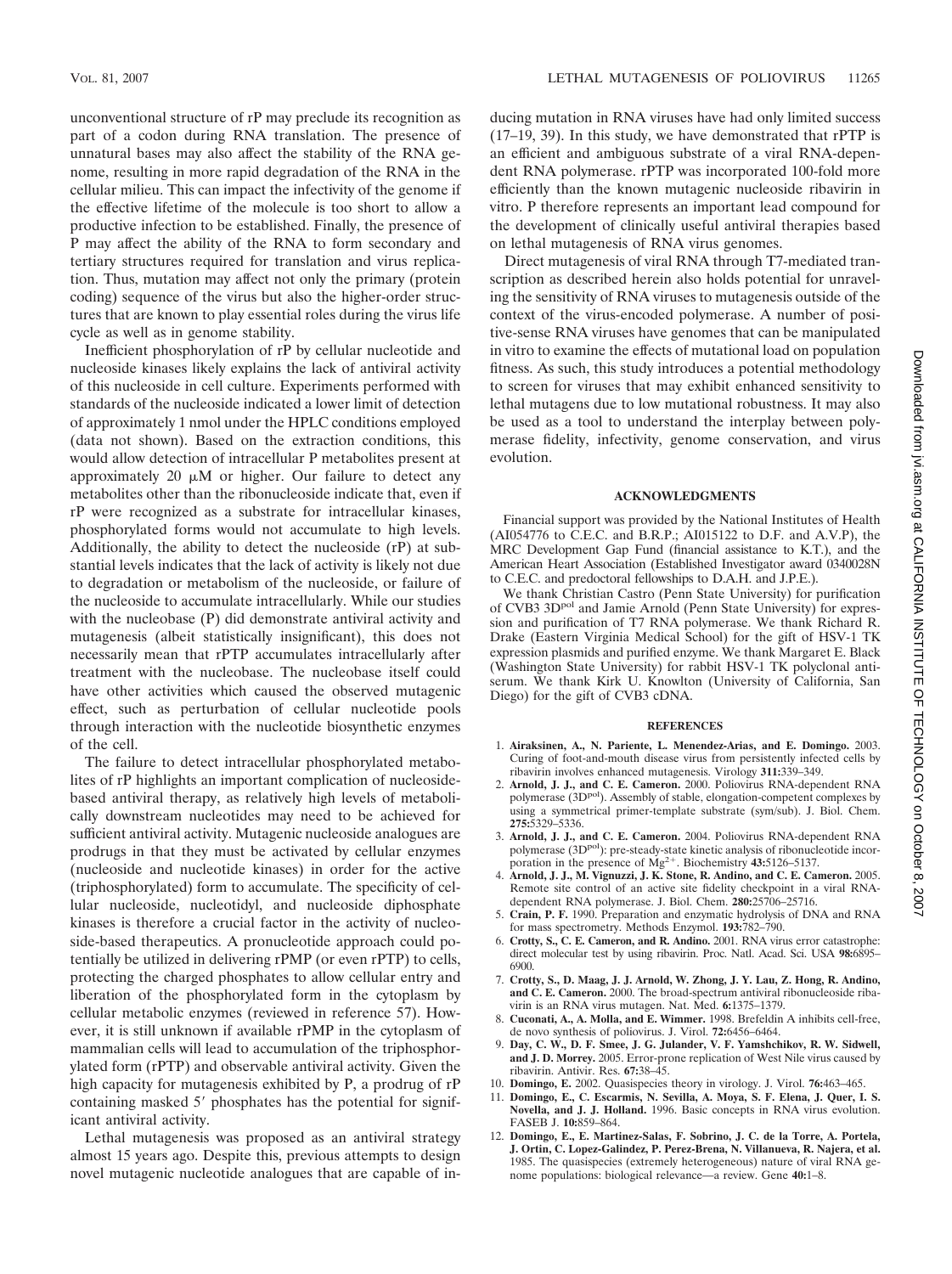unconventional structure of rP may preclude its recognition as part of a codon during RNA translation. The presence of unnatural bases may also affect the stability of the RNA genome, resulting in more rapid degradation of the RNA in the cellular milieu. This can impact the infectivity of the genome if the effective lifetime of the molecule is too short to allow a productive infection to be established. Finally, the presence of P may affect the ability of the RNA to form secondary and tertiary structures required for translation and virus replication. Thus, mutation may affect not only the primary (protein coding) sequence of the virus but also the higher-order structures that are known to play essential roles during the virus life cycle as well as in genome stability.

Inefficient phosphorylation of rP by cellular nucleotide and nucleoside kinases likely explains the lack of antiviral activity of this nucleoside in cell culture. Experiments performed with standards of the nucleoside indicated a lower limit of detection of approximately 1 nmol under the HPLC conditions employed (data not shown). Based on the extraction conditions, this would allow detection of intracellular P metabolites present at approximately 20 μM or higher. Our failure to detect any metabolites other than the ribonucleoside indicate that, even if rP were recognized as a substrate for intracellular kinases, phosphorylated forms would not accumulate to high levels. Additionally, the ability to detect the nucleoside (rP) at substantial levels indicates that the lack of activity is likely not due to degradation or metabolism of the nucleoside, or failure of the nucleoside to accumulate intracellularly. While our studies with the nucleobase (P) did demonstrate antiviral activity and mutagenesis (albeit statistically insignificant), this does not necessarily mean that rPTP accumulates intracellularly after treatment with the nucleobase. The nucleobase itself could have other activities which caused the observed mutagenic effect, such as perturbation of cellular nucleotide pools through interaction with the nucleotide biosynthetic enzymes of the cell.

The failure to detect intracellular phosphorylated metabolites of rP highlights an important complication of nucleoside-based antiviral therapy, as relatively high levels of metabolically downstream nucleotides may need to be achieved for sufficient antiviral activity. Mutagenic nucleoside analogues are prodrugs in that they must be activated by cellular enzymes (nucleoside and nucleotide kinases) in order for the active (triphosphorylated) form to accumulate. The specificity of cellular nucleoside, nucleotidyl, and nucleoside diphosphate kinases is therefore a crucial factor in the activity of nucleoside-based therapeutics. A pronucleotide approach could potentially be utilized in delivering rPMP (or even rPTP) to cells, protecting the charged phosphates to allow cellular entry and liberation of the phosphorylated form in the cytoplasm by cellular metabolic enzymes (reviewed in reference 57). However, it is still unknown if available rPMP in the cytoplasm of mammalian cells will lead to accumulation of the triphosphorylated form (rPTP) and observable antiviral activity. Given the high capacity for mutagenesis exhibited by P, a prodrug of rP containing masked 5′ phosphates has the potential for significant antiviral activity.

Lethal mutagenesis was proposed as an antiviral strategy almost 15 years ago. Despite this, previous attempts to design novel mutagenic nucleotide analogues that are capable of inducing mutation in RNA viruses have had only limited success (17–19, 39). In this study, we have demonstrated that rPTP is an efficient and ambiguous substrate of a viral RNA-dependent RNA polymerase. rPTP was incorporated 100-fold more efficiently than the known mutagenic nucleoside ribavirin in vitro. P therefore represents an important lead compound for the development of clinically useful antiviral therapies based on lethal mutagenesis of RNA virus genomes.

Direct mutagenesis of viral RNA through T7-mediated transcription as described herein also holds potential for unraveling the sensitivity of RNA viruses to mutagenesis outside of the context of the virus-encoded polymerase. A number of positive-sense RNA viruses have genomes that can be manipulated in vitro to examine the effects of mutational load on population fitness. As such, this study introduces a potential methodology to screen for viruses that may exhibit enhanced sensitivity to lethal mutagens due to low mutational robustness. It may also be used as a tool to understand the interplay between polymerase fidelity, infectivity, genome conservation, and virus evolution.

## ACKNOWLEDGMENTS

Financial support was provided by the National Institutes of Health (AI054776 to C.E.C. and B.R.P.; AI015122 to D.F. and A.V.P.), the MRC Development Gap Fund (financial assistance to K.T.), and the American Heart Association (Established Investigator award 0340028N to C.E.C. and predoctoral fellowships to D.A.H. and J.P.E.).

We thank Christian Castro (Penn State University) for purification of CVB3 3D^pol and Jamie Arnold (Penn State University) for expression and purification of T7 RNA polymerase. We thank Richard R. Drake (Eastern Virginia Medical School) for the gift of HSV-1 TK expression plasmids and purified enzyme. We thank Margaret E. Black (Washington State University) for rabbit HSV-1 TK polyclonal antiserum. We thank Kirk U. Knowlton (University of California, San Diego) for the gift of CVB3 cDNA.

## REFERENCES

1. **Airaksinen, A., N. Pariente, L. Menendez-Arias, and E. Domingo.** 2003. Curing of foot-and-mouth disease virus from persistently infected cells by ribavirin involves enhanced mutagenesis. Virology **311:**339–349.
2. **Arnold, J. J., and C. E. Cameron.** 2000. Poliovirus RNA-dependent RNA polymerase (3D^pol). Assembly of stable, elongation-competent complexes by using a symmetrical primer-template substrate (sym/sub). J. Biol. Chem. **275:**5329–5336.
3. **Arnold, J. J., and C. E. Cameron.** 2004. Poliovirus RNA-dependent RNA polymerase (3D^pol): pre-steady-state kinetic analysis of ribonucleotide incorporation in the presence of $Mg^{2+}$. Biochemistry **43:**5126–5137.
4. **Arnold, J. J., M. Vignuzzi, J. K. Stone, R. Andino, and C. E. Cameron.** 2005. Remote site control of an active site fidelity checkpoint in a viral RNA-dependent RNA polymerase. J. Biol. Chem. **280:**25706–25716.
5. **Crain, P. F.** 1990. Preparation and enzymatic hydrolysis of DNA and RNA for mass spectrometry. Methods Enzymol. **193:**782–790.
6. **Crotty, S., C. E. Cameron, and R. Andino.** 2001. RNA virus error catastrophe: direct molecular test by using ribavirin. Proc. Natl. Acad. Sci. USA **98:**6895–6900.
7. **Crotty, S., D. Maag, J. J. Arnold, W. Zhong, J. Y. Lau, Z. Hong, R. Andino, and C. E. Cameron.** 2000. The broad-spectrum antiviral ribonucleoside ribavirin is an RNA virus mutagen. Nat. Med. **6:**1375–1379.
8. **Cuconati, A., A. Molla, and E. Wimmer.** 1998. Brefeldin A inhibits cell-free, de novo synthesis of poliovirus. J. Virol. **72:**6456–6464.
9. **Day, C. W., D. F. Smee, J. G. Julander, V. F. Yamshchikov, R. W. Sidwell, and J. D. Morrey.** 2005. Error-prone replication of West Nile virus caused by ribavirin. Antivir. Res. **67:**38–45.
10. **Domingo, E.** 2002. Quasispecies theory in virology. J. Virol. **76:**463–465.
11. **Domingo, E., C. Escarmis, N. Sevilla, A. Moya, S. F. Elena, J. Quer, I. S. Novella, and J. J. Holland.** 1996. Basic concepts in RNA virus evolution. FASEB J. **10:**859–864.
12. **Domingo, E., E. Martinez-Salas, F. Sobrino, J. C. de la Torre, A. Portela, J. Ortin, C. Lopez-Galindez, P. Perez-Brena, N. Villanueva, R. Najera, et al.** 1985. The quasispecies (extremely heterogeneous) nature of viral RNA genome populations: biological relevance—a review. Gene **40:**1–8.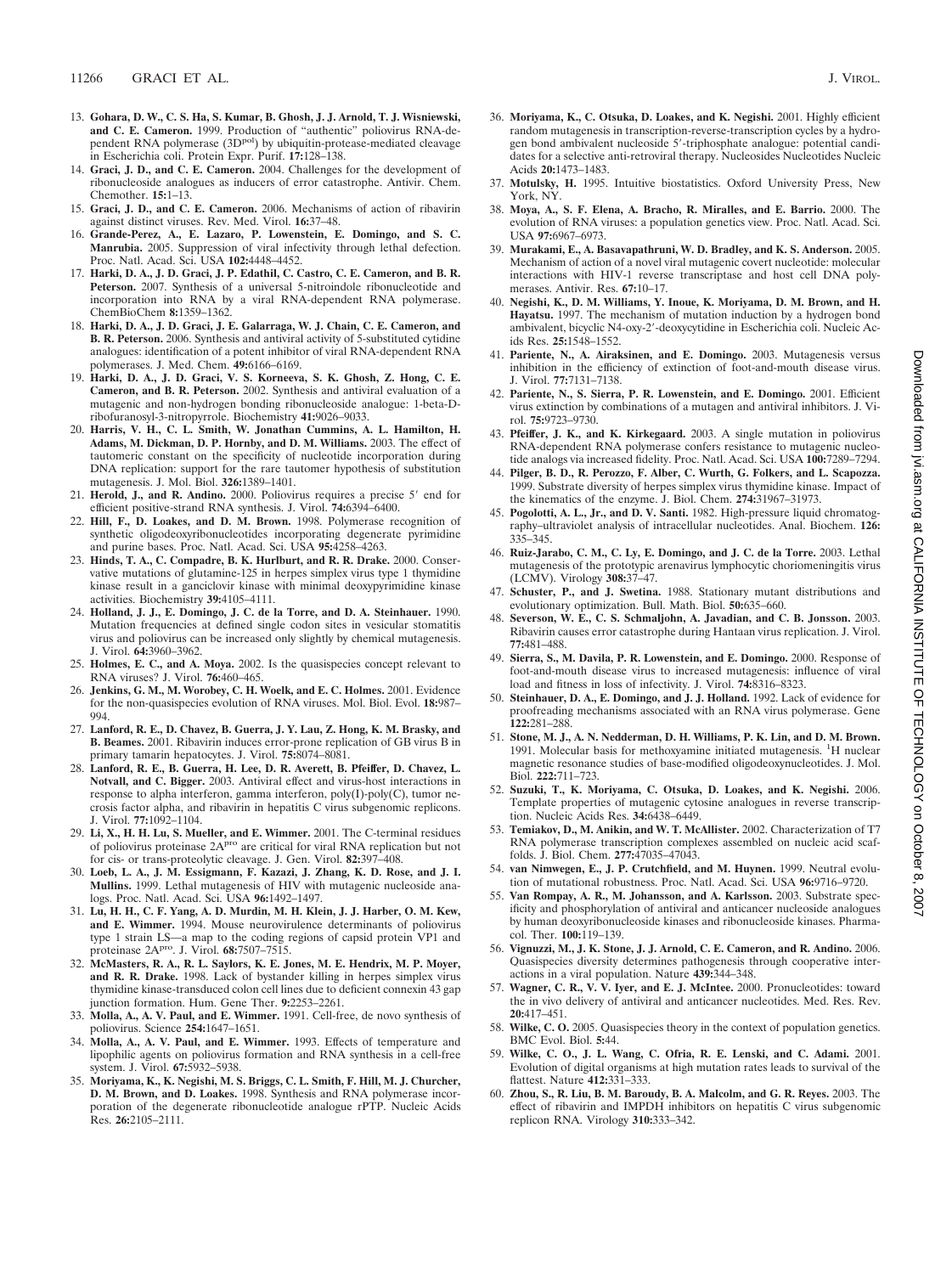13. **Gohara, D. W., C. S. Ha, S. Kumar, B. Ghosh, J. J. Arnold, T. J. Wisniewski, and C. E. Cameron.** 1999. Production of "authentic" poliovirus RNA-dependent RNA polymerase ($3D^{pol}$) by ubiquitin-protease-mediated cleavage in Escherichia coli. Protein Expr. Purif. **17:**128–138.
14. **Graci, J. D., and C. E. Cameron.** 2004. Challenges for the development of ribonucleoside analogues as inducers of error catastrophe. Antivir. Chem. Chemother. **15:**1–13.
15. **Graci, J. D., and C. E. Cameron.** 2006. Mechanisms of action of ribavirin against distinct viruses. Rev. Med. Virol. **16:**37–48.
16. **Grande-Perez, A., E. Lazaro, P. Lowenstein, E. Domingo, and S. C. Manrubia.** 2005. Suppression of viral infectivity through lethal defection. Proc. Natl. Acad. Sci. USA **102:**4448–4452.
17. **Harki, D. A., J. D. Graci, J. P. Edathil, C. Castro, C. E. Cameron, and B. R. Peterson.** 2007. Synthesis of a universal 5-nitroindole ribonucleotide and incorporation into RNA by a viral RNA-dependent RNA polymerase. ChemBioChem **8:**1359–1362.
18. **Harki, D. A., J. D. Graci, J. E. Galarraga, W. J. Chain, C. E. Cameron, and B. R. Peterson.** 2006. Synthesis and antiviral activity of 5-substituted cytidine analogues: identification of a potent inhibitor of viral RNA-dependent RNA polymerases. J. Med. Chem. **49:**6166–6169.
19. **Harki, D. A., J. D. Graci, V. S. Korneeva, S. K. Ghosh, Z. Hong, C. E. Cameron, and B. R. Peterson.** 2002. Synthesis and antiviral evaluation of a mutagenic and non-hydrogen bonding ribonucleoside analogue: 1-beta-D-ribofuranosyl-3-nitropyrrole. Biochemistry **41:**9026–9033.
20. **Harris, V. H., C. L. Smith, W. Jonathan Cummins, A. L. Hamilton, H. Adams, M. Dickman, D. P. Hornby, and D. M. Williams.** 2003. The effect of tautomeric constant on the specificity of nucleotide incorporation during DNA replication: support for the rare tautomer hypothesis of substitution mutagenesis. J. Mol. Biol. **326:**1389–1401.
21. **Herold, J., and R. Andino.** 2000. Poliovirus requires a precise 5′ end for efficient positive-strand RNA synthesis. J. Virol. **74:**6394–6400.
22. **Hill, F., D. Loakes, and D. M. Brown.** 1998. Polymerase recognition of synthetic oligodeoxyribonucleotides incorporating degenerate pyrimidine and purine bases. Proc. Natl. Acad. Sci. USA **95:**4258–4263.
23. **Hinds, T. A., C. Compadre, B. K. Hurlburt, and R. R. Drake.** 2000. Conservative mutations of glutamine-125 in herpes simplex virus type 1 thymidine kinase result in a ganciclovir kinase with minimal deoxypyrimidine kinase activities. Biochemistry **39:**4105–4111.
24. **Holland, J. J., E. Domingo, J. C. de la Torre, and D. A. Steinhauer.** 1990. Mutation frequencies at defined single codon sites in vesicular stomatitis virus and poliovirus can be increased only slightly by chemical mutagenesis. J. Virol. **64:**3960–3962.
25. **Holmes, E. C., and A. Moya.** 2002. Is the quasispecies concept relevant to RNA viruses? J. Virol. **76:**460–465.
26. **Jenkins, G. M., M. Worobey, C. H. Woelk, and E. C. Holmes.** 2001. Evidence for the non-quasispecies evolution of RNA viruses. Mol. Biol. Evol. **18:**987–994.
27. **Lanford, R. E., D. Chavez, B. Guerra, J. Y. Lau, Z. Hong, K. M. Brasky, and B. Beames.** 2001. Ribavirin induces error-prone replication of GB virus B in primary tamarin hepatocytes. J. Virol. **75:**8074–8081.
28. **Lanford, R. E., B. Guerra, H. Lee, D. R. Averett, B. Pfeiffer, D. Chavez, L. Notvall, and C. Bigger.** 2003. Antiviral effect and virus-host interactions in response to alpha interferon, gamma interferon, poly(I)-poly(C), tumor necrosis factor alpha, and ribavirin in hepatitis C virus subgenomic replicons. J. Virol. **77:**1092–1104.
29. **Li, X., H. H. Lu, S. Mueller, and E. Wimmer.** 2001. The C-terminal residues of poliovirus proteinase $2A^{pro}$ are critical for viral RNA replication but not for cis- or trans-proteolytic cleavage. J. Gen. Virol. **82:**397–408.
30. **Loeb, L. A., J. M. Essigmann, F. Kazazi, J. Zhang, K. D. Rose, and J. I. Mullins.** 1999. Lethal mutagenesis of HIV with mutagenic nucleoside analogs. Proc. Natl. Acad. Sci. USA **96:**1492–1497.
31. **Lu, H. H., C. F. Yang, A. D. Murdin, M. H. Klein, J. J. Harber, O. M. Kew, and E. Wimmer.** 1994. Mouse neurovirulence determinants of poliovirus type 1 strain LS—a map to the coding regions of capsid protein VP1 and proteinase $2A^{pro}$. J. Virol. **68:**7507–7515.
32. **McMasters, R. A., R. L. Saylors, K. E. Jones, M. E. Hendrix, M. P. Moyer, and R. R. Drake.** 1998. Lack of bystander killing in herpes simplex virus thymidine kinase-transduced colon cell lines due to deficient connexin 43 gap junction formation. Hum. Gene Ther. **9:**2253–2261.
33. **Molla, A., A. V. Paul, and E. Wimmer.** 1991. Cell-free, de novo synthesis of poliovirus. Science **254:**1647–1651.
34. **Molla, A., A. V. Paul, and E. Wimmer.** 1993. Effects of temperature and lipophilic agents on poliovirus formation and RNA synthesis in a cell-free system. J. Virol. **67:**5932–5938.
35. **Moriyama, K., K. Negishi, M. S. Briggs, C. L. Smith, F. Hill, M. J. Churcher, D. M. Brown, and D. Loakes.** 1998. Synthesis and RNA polymerase incorporation of the degenerate ribonucleotide analogue rPTP. Nucleic Acids Res. **26:**2105–2111.
36. **Moriyama, K., C. Otsuka, D. Loakes, and K. Negishi.** 2001. Highly efficient random mutagenesis in transcription-reverse-transcription cycles by a hydrogen bond ambivalent nucleoside 5′-triphosphate analogue: potential candidates for a selective anti-retroviral therapy. Nucleosides Nucleotides Nucleic Acids **20:**1473–1483.
37. **Motulsky, H.** 1995. Intuitive biostatistics. Oxford University Press, New York, NY.
38. **Moya, A., S. F. Elena, A. Bracho, R. Miralles, and E. Barrio.** 2000. The evolution of RNA viruses: a population genetics view. Proc. Natl. Acad. Sci. USA **97:**6967–6973.
39. **Murakami, E., A. Basavapathruni, W. D. Bradley, and K. S. Anderson.** 2005. Mechanism of action of a novel viral mutagenic covert nucleotide: molecular interactions with HIV-1 reverse transcriptase and host cell DNA polymerases. Antivir. Res. **67:**10–17.
40. **Negishi, K., D. M. Williams, Y. Inoue, K. Moriyama, D. M. Brown, and H. Hayatsu.** 1997. The mechanism of mutation induction by a hydrogen bond ambivalent, bicyclic N4-oxy-2′-deoxycytidine in Escherichia coli. Nucleic Acids Res. **25:**1548–1552.
41. **Pariente, N., A. Airaksinen, and E. Domingo.** 2003. Mutagenesis versus inhibition in the efficiency of extinction of foot-and-mouth disease virus. J. Virol. **77:**7131–7138.
42. **Pariente, N., S. Sierra, P. R. Lowenstein, and E. Domingo.** 2001. Efficient virus extinction by combinations of a mutagen and antiviral inhibitors. J. Virol. **75:**9723–9730.
43. **Pfeiffer, J. K., and K. Kirkegaard.** 2003. A single mutation in poliovirus RNA-dependent RNA polymerase confers resistance to mutagenic nucleotide analogs via increased fidelity. Proc. Natl. Acad. Sci. USA **100:**7289–7294.
44. **Pilger, B. D., R. Perozzo, F. Alber, C. Wurth, G. Folkers, and L. Scapozza.** 1999. Substrate diversity of herpes simplex virus thymidine kinase. Impact of the kinematics of the enzyme. J. Biol. Chem. **274:**31967–31973.
45. **Pogolotti, A. L., Jr., and D. V. Santi.** 1982. High-pressure liquid chromatography–ultraviolet analysis of intracellular nucleotides. Anal. Biochem. **126:**335–345.
46. **Ruiz-Jarabo, C. M., C. Ly, E. Domingo, and J. C. de la Torre.** 2003. Lethal mutagenesis of the prototypic arenavirus lymphocytic choriomeningitis virus (LCMV). Virology **308:**37–47.
47. **Schuster, P., and J. Swetina.** 1988. Stationary mutant distributions and evolutionary optimization. Bull. Math. Biol. **50:**635–660.
48. **Severson, W. E., C. S. Schmaljohn, A. Javadian, and C. B. Jonsson.** 2003. Ribavirin causes error catastrophe during Hantaan virus replication. J. Virol. **77:**481–488.
49. **Sierra, S., M. Davila, P. R. Lowenstein, and E. Domingo.** 2000. Response of foot-and-mouth disease virus to increased mutagenesis: influence of viral load and fitness in loss of infectivity. J. Virol. **74:**8316–8323.
50. **Steinhauer, D. A., E. Domingo, and J. J. Holland.** 1992. Lack of evidence for proofreading mechanisms associated with an RNA virus polymerase. Gene **122:**281–288.
51. **Stone, M. J., A. N. Nedderman, D. H. Williams, P. K. Lin, and D. M. Brown.** 1991. Molecular basis for methoxyamine initiated mutagenesis. $^{1}H$ nuclear magnetic resonance studies of base-modified oligodeoxynucleotides. J. Mol. Biol. **222:**711–723.
52. **Suzuki, T., K. Moriyama, C. Otsuka, D. Loakes, and K. Negishi.** 2006. Template properties of mutagenic cytosine analogues in reverse transcription. Nucleic Acids Res. **34:**6438–6449.
53. **Temiakov, D., M. Anikin, and W. T. McAllister.** 2002. Characterization of T7 RNA polymerase transcription complexes assembled on nucleic acid scaffolds. J. Biol. Chem. **277:**47035–47043.
54. **van Nimwegen, E., J. P. Crutchfield, and M. Huynen.** 1999. Neutral evolution of mutational robustness. Proc. Natl. Acad. Sci. USA **96:**9716–9720.
55. **Van Rompay, A. R., M. Johansson, and A. Karlsson.** 2003. Substrate specificity and phosphorylation of antiviral and anticancer nucleoside analogues by human deoxyribonucleoside kinases and ribonucleoside kinases. Pharmacol. Ther. **100:**119–139.
56. **Vignuzzi, M., J. K. Stone, J. J. Arnold, C. E. Cameron, and R. Andino.** 2006. Quasispecies diversity determines pathogenesis through cooperative interactions in a viral population. Nature **439:**344–348.
57. **Wagner, C. R., V. V. Iyer, and E. J. McIntee.** 2000. Pronucleotides: toward the in vivo delivery of antiviral and anticancer nucleotides. Med. Res. Rev. **20:**417–451.
58. **Wilke, C. O.** 2005. Quasispecies theory in the context of population genetics. BMC Evol. Biol. **5:**44.
59. **Wilke, C. O., J. L. Wang, C. Ofria, R. E. Lenski, and C. Adami.** 2001. Evolution of digital organisms at high mutation rates leads to survival of the flattest. Nature **412:**331–333.
60. **Zhou, S., R. Liu, B. M. Baroudy, B. A. Malcolm, and G. R. Reyes.** 2003. The effect of ribavirin and IMPDH inhibitors on hepatitis C virus subgenomic replicon RNA. Virology **310:**333–342.